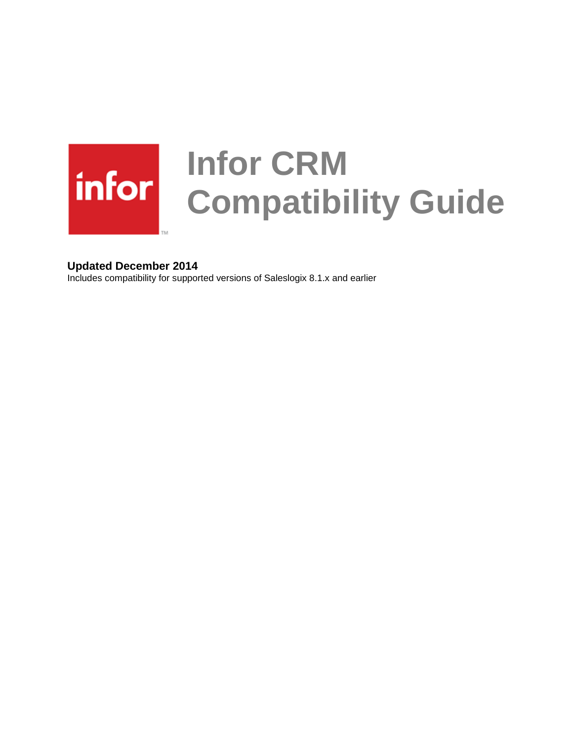# Infor CRM Compatibility Guide

**Updated December 2014**

Includes compatibility for supported versions of Saleslogix 8.1.x and earlier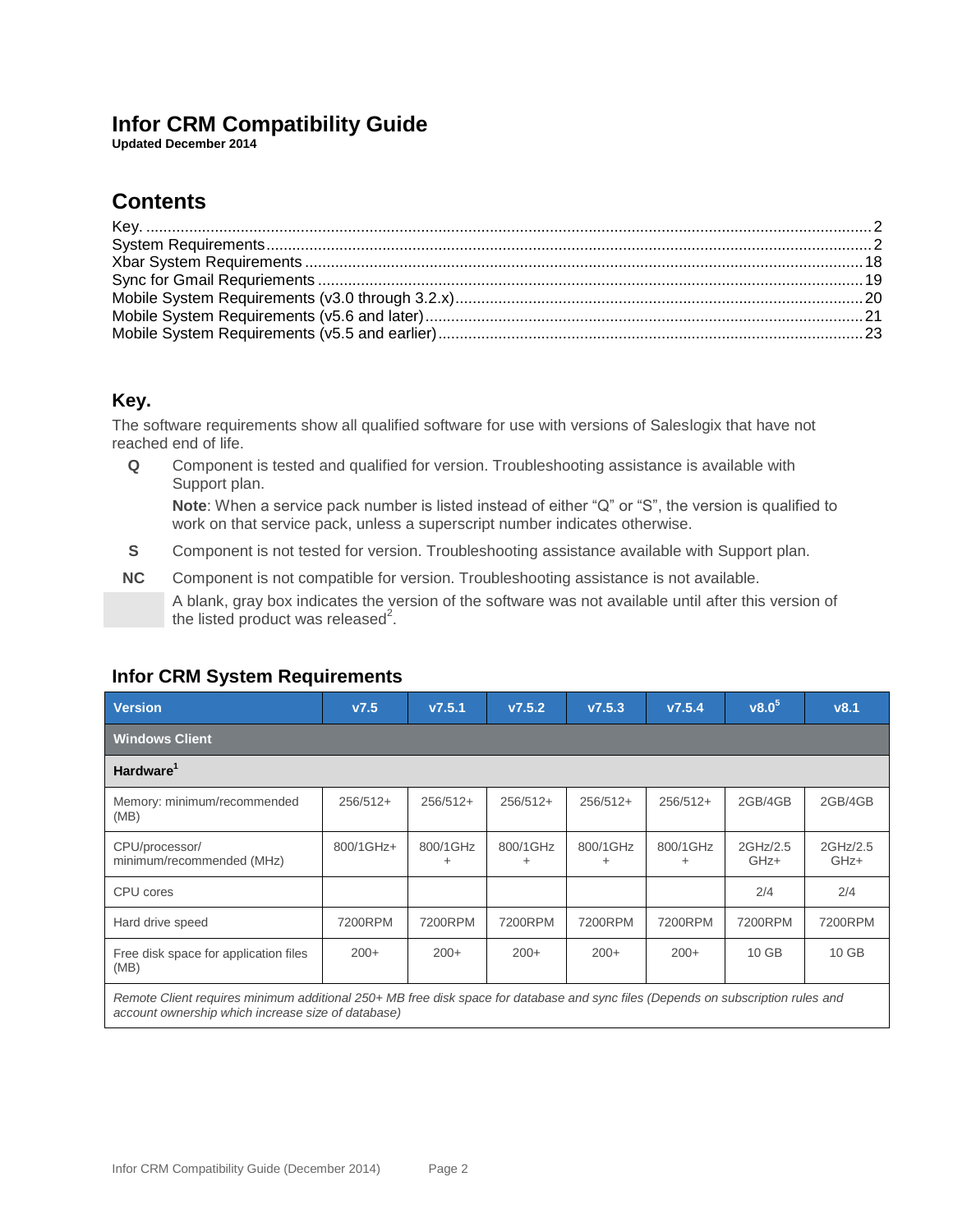# Infor CRM Compatibility Guide

**Updated December 2014**

## Contents

Key. ........ 2
System Requirements ........ 2
Xbar System Requirements ........ 18
Sync for Gmail Requriements ........ 19
Mobile System Requirements (v3.0 through 3.2.x) ........ 20
Mobile System Requirements (v5.6 and later) ........ 21
Mobile System Requirements (v5.5 and earlier) ........ 23

## Key.

The software requirements show all qualified software for use with versions of Saleslogix that have not reached end of life.

**Q** Component is tested and qualified for version. Troubleshooting assistance is available with Support plan.

**Note**: When a service pack number is listed instead of either "Q" or "S", the version is qualified to work on that service pack, unless a superscript number indicates otherwise.

**S** Component is not tested for version. Troubleshooting assistance available with Support plan.

**NC** Component is not compatible for version. Troubleshooting assistance is not available.

A blank, gray box indicates the version of the software was not available until after this version of the listed product was released[2].

## Infor CRM System Requirements

| Version | v7.5 | v7.5.1 | v7.5.2 | v7.5.3 | v7.5.4 | v8.0[5] | v8.1 |
|---|---|---|---|---|---|---|---|
| **Windows Client** | | | | | | | |
| **Hardware[1]** | | | | | | | |
| Memory: minimum/recommended (MB) | 256/512+ | 256/512+ | 256/512+ | 256/512+ | 256/512+ | 2GB/4GB | 2GB/4GB |
| CPU/processor/ minimum/recommended (MHz) | 800/1GHz+ | 800/1GHz + | 800/1GHz + | 800/1GHz + | 800/1GHz + | 2GHz/2.5 GHz+ | 2GHz/2.5 GHz+ |
| CPU cores | | | | | | 2/4 | 2/4 |
| Hard drive speed | 7200RPM | 7200RPM | 7200RPM | 7200RPM | 7200RPM | 7200RPM | 7200RPM |
| Free disk space for application files (MB) | 200+ | 200+ | 200+ | 200+ | 200+ | 10 GB | 10 GB |
| *Remote Client requires minimum additional 250+ MB free disk space for database and sync files (Depends on subscription rules and account ownership which increase size of database)* | | | | | | | |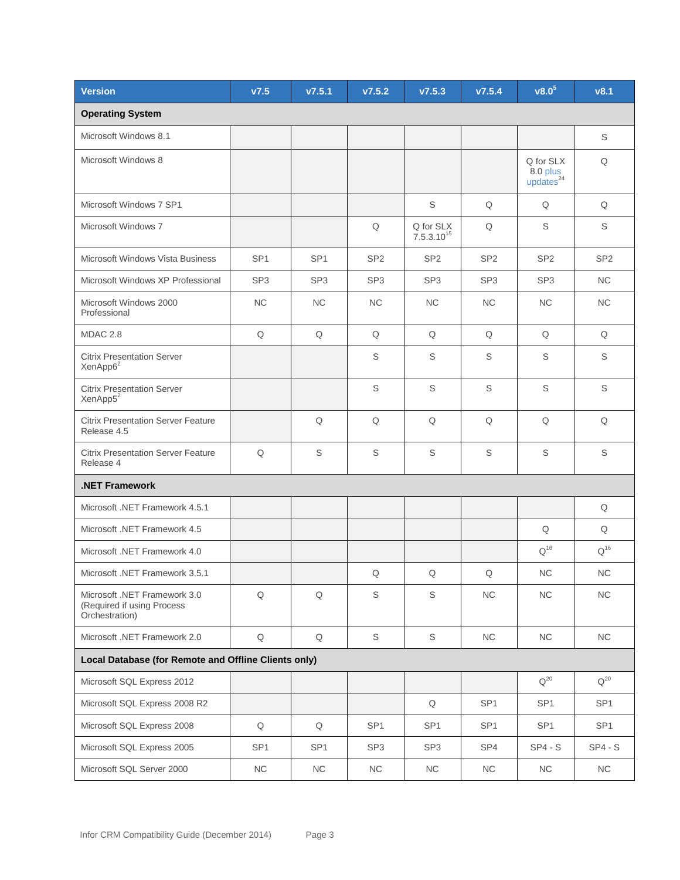| Version | v7.5 | v7.5.1 | v7.5.2 | v7.5.3 | v7.5.4 | v8.0[5] | v8.1 |
|---|---|---|---|---|---|---|---|
| **Operating System** | | | | | | | |
| Microsoft Windows 8.1 | | | | | | | S |
| Microsoft Windows 8 | | | | | | Q for SLX 8.0 plus updates[24] | Q |
| Microsoft Windows 7 SP1 | | | | S | Q | Q | Q |
| Microsoft Windows 7 | | | Q | Q for SLX 7.5.3.10[15] | Q | S | S |
| Microsoft Windows Vista Business | SP1 | SP1 | SP2 | SP2 | SP2 | SP2 | SP2 |
| Microsoft Windows XP Professional | SP3 | SP3 | SP3 | SP3 | SP3 | SP3 | NC |
| Microsoft Windows 2000 Professional | NC | NC | NC | NC | NC | NC | NC |
| MDAC 2.8 | Q | Q | Q | Q | Q | Q | Q |
| Citrix Presentation Server XenApp6[2] | | | S | S | S | S | S |
| Citrix Presentation Server XenApp5[2] | | | S | S | S | S | S |
| Citrix Presentation Server Feature Release 4.5 | | Q | Q | Q | Q | Q | Q |
| Citrix Presentation Server Feature Release 4 | Q | S | S | S | S | S | S |
| **.NET Framework** | | | | | | | |
| Microsoft .NET Framework 4.5.1 | | | | | | | Q |
| Microsoft .NET Framework 4.5 | | | | | | Q | Q |
| Microsoft .NET Framework 4.0 | | | | | | Q[16] | Q[16] |
| Microsoft .NET Framework 3.5.1 | | | Q | Q | Q | NC | NC |
| Microsoft .NET Framework 3.0 (Required if using Process Orchestration) | Q | Q | S | S | NC | NC | NC |
| Microsoft .NET Framework 2.0 | Q | Q | S | S | NC | NC | NC |
| **Local Database (for Remote and Offline Clients only)** | | | | | | | |
| Microsoft SQL Express 2012 | | | | | | Q[20] | Q[20] |
| Microsoft SQL Express 2008 R2 | | | | Q | SP1 | SP1 | SP1 |
| Microsoft SQL Express 2008 | Q | Q | SP1 | SP1 | SP1 | SP1 | SP1 |
| Microsoft SQL Express 2005 | SP1 | SP1 | SP3 | SP3 | SP4 | SP4 - S | SP4 - S |
| Microsoft SQL Server 2000 | NC | NC | NC | NC | NC | NC | NC |

Infor CRM Compatibility Guide (December 2014)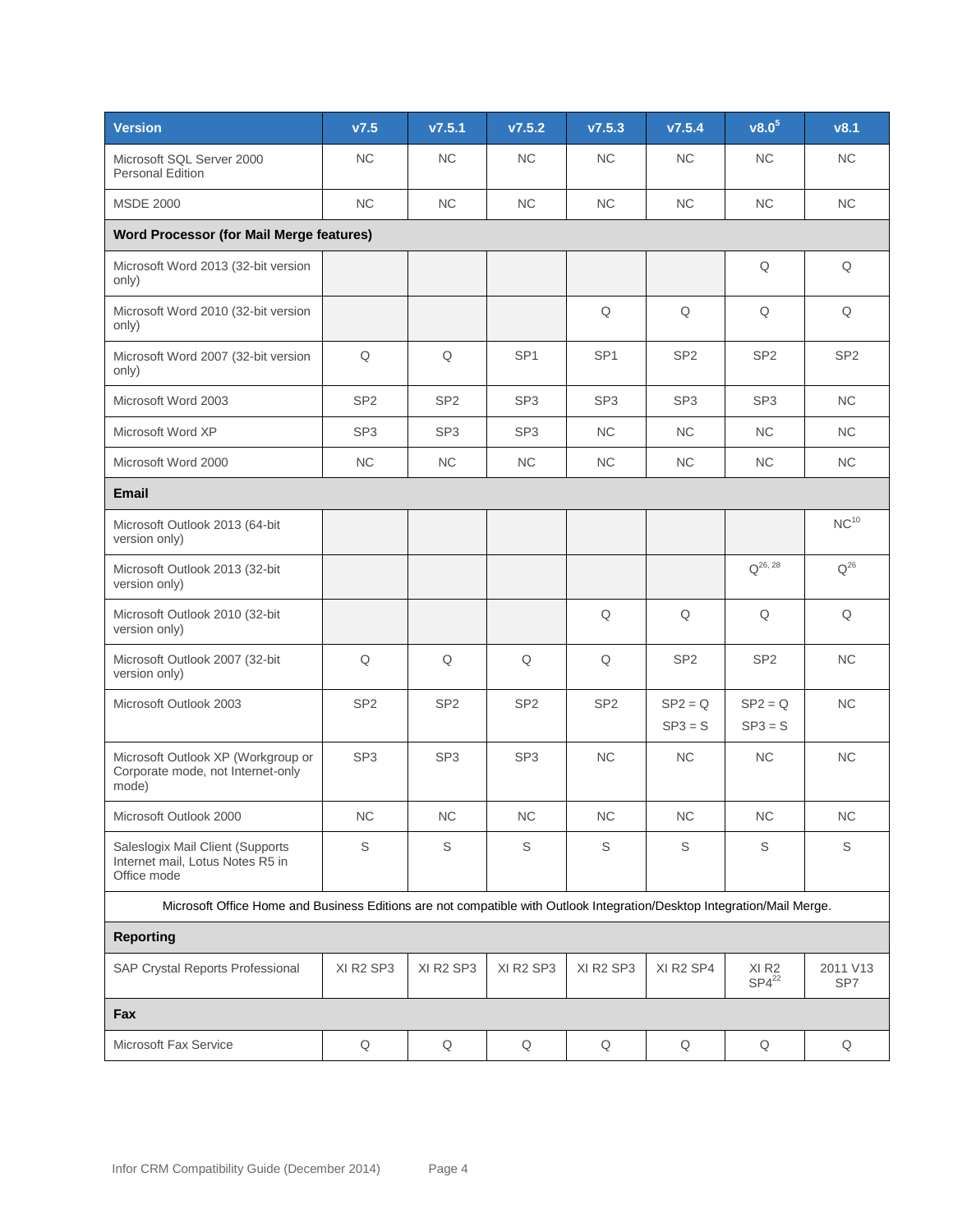| Version | v7.5 | v7.5.1 | v7.5.2 | v7.5.3 | v7.5.4 | v8.0[5] | v8.1 |
|---|---|---|---|---|---|---|---|
| Microsoft SQL Server 2000 Personal Edition | NC | NC | NC | NC | NC | NC | NC |
| MSDE 2000 | NC | NC | NC | NC | NC | NC | NC |
| **Word Processor (for Mail Merge features)** | | | | | | | |
| Microsoft Word 2013 (32-bit version only) | | | | | | Q | Q |
| Microsoft Word 2010 (32-bit version only) | | | | Q | Q | Q | Q |
| Microsoft Word 2007 (32-bit version only) | Q | Q | SP1 | SP1 | SP2 | SP2 | SP2 |
| Microsoft Word 2003 | SP2 | SP2 | SP3 | SP3 | SP3 | SP3 | NC |
| Microsoft Word XP | SP3 | SP3 | SP3 | NC | NC | NC | NC |
| Microsoft Word 2000 | NC | NC | NC | NC | NC | NC | NC |
| **Email** | | | | | | | |
| Microsoft Outlook 2013 (64-bit version only) | | | | | | | NC[10] |
| Microsoft Outlook 2013 (32-bit version only) | | | | | | Q[26, 28] | Q[26] |
| Microsoft Outlook 2010 (32-bit version only) | | | | Q | Q | Q | Q |
| Microsoft Outlook 2007 (32-bit version only) | Q | Q | Q | Q | SP2 | SP2 | NC |
| Microsoft Outlook 2003 | SP2 | SP2 | SP2 | SP2 | SP2 = Q<br>SP3 = S | SP2 = Q<br>SP3 = S | NC |
| Microsoft Outlook XP (Workgroup or Corporate mode, not Internet-only mode) | SP3 | SP3 | SP3 | NC | NC | NC | NC |
| Microsoft Outlook 2000 | NC | NC | NC | NC | NC | NC | NC |
| Saleslogix Mail Client (Supports Internet mail, Lotus Notes R5 in Office mode | S | S | S | S | S | S | S |
| Microsoft Office Home and Business Editions are not compatible with Outlook Integration/Desktop Integration/Mail Merge. | | | | | | | |
| **Reporting** | | | | | | | |
| SAP Crystal Reports Professional | XI R2 SP3 | XI R2 SP3 | XI R2 SP3 | XI R2 SP3 | XI R2 SP4 | XI R2 SP4[22] | 2011 V13 SP7 |
| **Fax** | | | | | | | |
| Microsoft Fax Service | Q | Q | Q | Q | Q | Q | Q |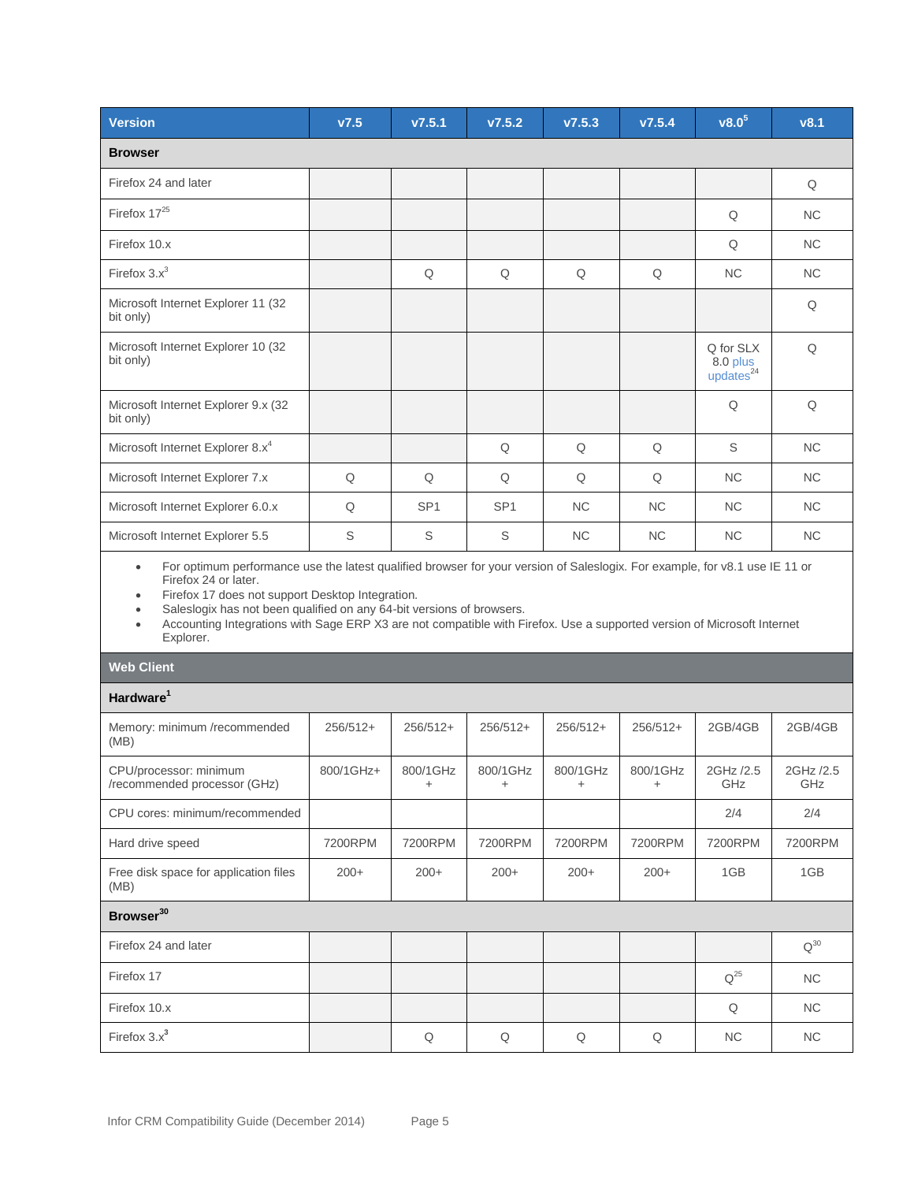| Version | v7.5 | v7.5.1 | v7.5.2 | v7.5.3 | v7.5.4 | v8.0[5] | v8.1 |
|---|---|---|---|---|---|---|---|
| **Browser** | | | | | | | |
| Firefox 24 and later | | | | | | | Q |
| Firefox 17[25] | | | | | | Q | NC |
| Firefox 10.x | | | | | | Q | NC |
| Firefox 3.x[3] | | Q | Q | Q | Q | NC | NC |
| Microsoft Internet Explorer 11 (32 bit only) | | | | | | | Q |
| Microsoft Internet Explorer 10 (32 bit only) | | | | | | Q for SLX 8.0 plus updates[24] | Q |
| Microsoft Internet Explorer 9.x (32 bit only) | | | | | | Q | Q |
| Microsoft Internet Explorer 8.x[4] | | | Q | Q | Q | S | NC |
| Microsoft Internet Explorer 7.x | Q | Q | Q | Q | Q | NC | NC |
| Microsoft Internet Explorer 6.0.x | Q | SP1 | SP1 | NC | NC | NC | NC |
| Microsoft Internet Explorer 5.5 | S | S | S | NC | NC | NC | NC |

- For optimum performance use the latest qualified browser for your version of Saleslogix. For example, for v8.1 use IE 11 or Firefox 24 or later.
- Firefox 17 does not support Desktop Integration.
- Saleslogix has not been qualified on any 64-bit versions of browsers.
- Accounting Integrations with Sage ERP X3 are not compatible with Firefox. Use a supported version of Microsoft Internet Explorer.

| Web Client | v7.5 | v7.5.1 | v7.5.2 | v7.5.3 | v7.5.4 | v8.0[5] | v8.1 |
|---|---|---|---|---|---|---|---|
| **Hardware[1]** | | | | | | | |
| Memory: minimum /recommended (MB) | 256/512+ | 256/512+ | 256/512+ | 256/512+ | 256/512+ | 2GB/4GB | 2GB/4GB |
| CPU/processor: minimum /recommended processor (GHz) | 800/1GHz+ | 800/1GHz + | 800/1GHz + | 800/1GHz + | 800/1GHz + | 2GHz /2.5 GHz | 2GHz /2.5 GHz |
| CPU cores: minimum/recommended | | | | | | 2/4 | 2/4 |
| Hard drive speed | 7200RPM | 7200RPM | 7200RPM | 7200RPM | 7200RPM | 7200RPM | 7200RPM |
| Free disk space for application files (MB) | 200+ | 200+ | 200+ | 200+ | 200+ | 1GB | 1GB |
| **Browser[30]** | | | | | | | |
| Firefox 24 and later | | | | | | | Q[30] |
| Firefox 17 | | | | | | Q[25] | NC |
| Firefox 10.x | | | | | | Q | NC |
| Firefox 3.x[3] | | Q | Q | Q | Q | NC | NC |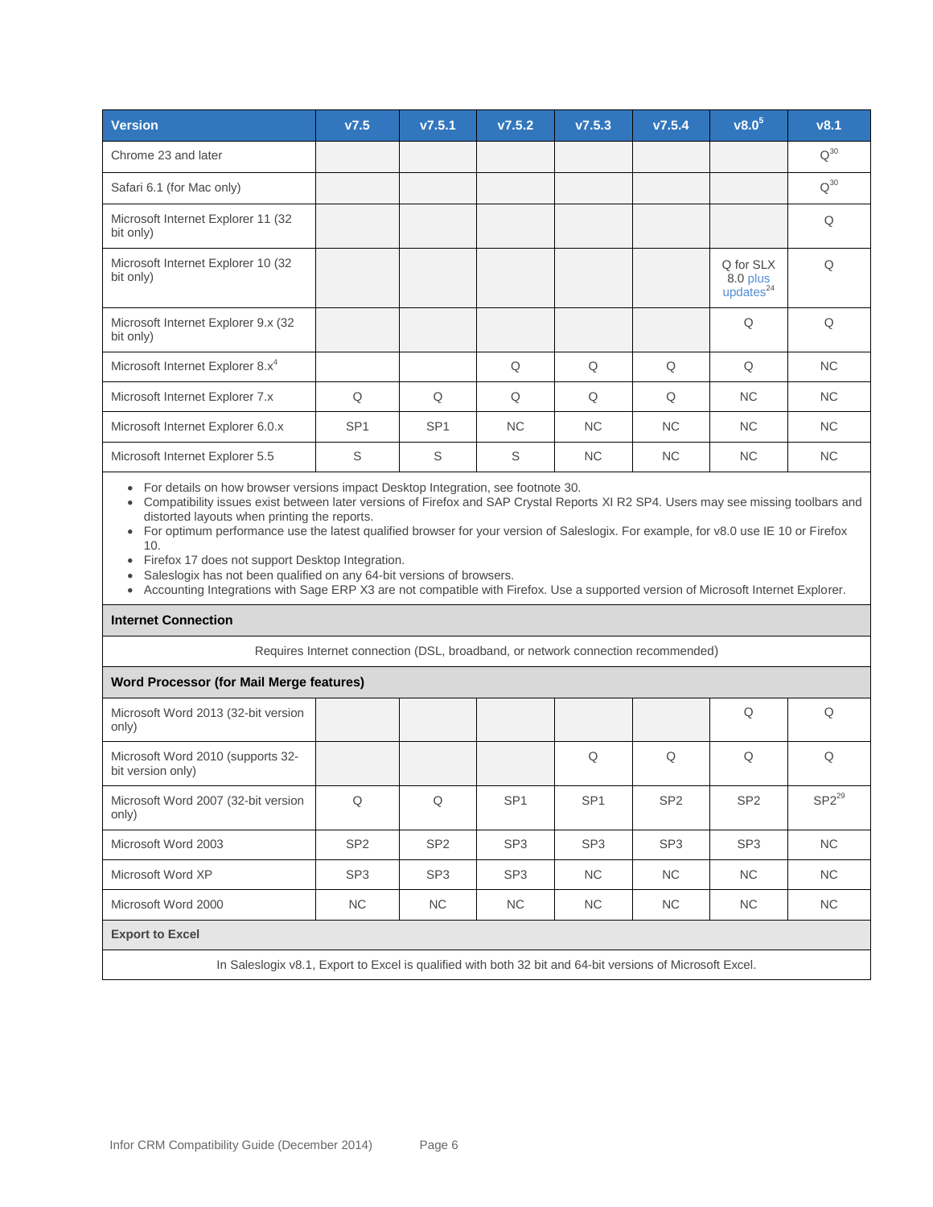| Version | v7.5 | v7.5.1 | v7.5.2 | v7.5.3 | v7.5.4 | v8.0[5] | v8.1 |
|---|---|---|---|---|---|---|---|
| Chrome 23 and later | | | | | | | Q[30] |
| Safari 6.1 (for Mac only) | | | | | | | Q[30] |
| Microsoft Internet Explorer 11 (32 bit only) | | | | | | | Q |
| Microsoft Internet Explorer 10 (32 bit only) | | | | | | Q for SLX 8.0 plus updates[24] | Q |
| Microsoft Internet Explorer 9.x (32 bit only) | | | | | | Q | Q |
| Microsoft Internet Explorer 8.x[4] | | | Q | Q | Q | Q | NC |
| Microsoft Internet Explorer 7.x | Q | Q | Q | Q | Q | NC | NC |
| Microsoft Internet Explorer 6.0.x | SP1 | SP1 | NC | NC | NC | NC | NC |
| Microsoft Internet Explorer 5.5 | S | S | S | NC | NC | NC | NC |

- For details on how browser versions impact Desktop Integration, see footnote 30.
- Compatibility issues exist between later versions of Firefox and SAP Crystal Reports XI R2 SP4. Users may see missing toolbars and distorted layouts when printing the reports.
- For optimum performance use the latest qualified browser for your version of Saleslogix. For example, for v8.0 use IE 10 or Firefox 10.
- Firefox 17 does not support Desktop Integration.
- Saleslogix has not been qualified on any 64-bit versions of browsers.
- Accounting Integrations with Sage ERP X3 are not compatible with Firefox. Use a supported version of Microsoft Internet Explorer.

**Internet Connection**

Requires Internet connection (DSL, broadband, or network connection recommended)

**Word Processor (for Mail Merge features)**

| Version | v7.5 | v7.5.1 | v7.5.2 | v7.5.3 | v7.5.4 | v8.0[5] | v8.1 |
|---|---|---|---|---|---|---|---|
| Microsoft Word 2013 (32-bit version only) | | | | | | Q | Q |
| Microsoft Word 2010 (supports 32-bit version only) | | | | Q | Q | Q | Q |
| Microsoft Word 2007 (32-bit version only) | Q | Q | SP1 | SP1 | SP2 | SP2 | SP2[29] |
| Microsoft Word 2003 | SP2 | SP2 | SP3 | SP3 | SP3 | SP3 | NC |
| Microsoft Word XP | SP3 | SP3 | SP3 | NC | NC | NC | NC |
| Microsoft Word 2000 | NC | NC | NC | NC | NC | NC | NC |

**Export to Excel**

In Saleslogix v8.1, Export to Excel is qualified with both 32 bit and 64-bit versions of Microsoft Excel.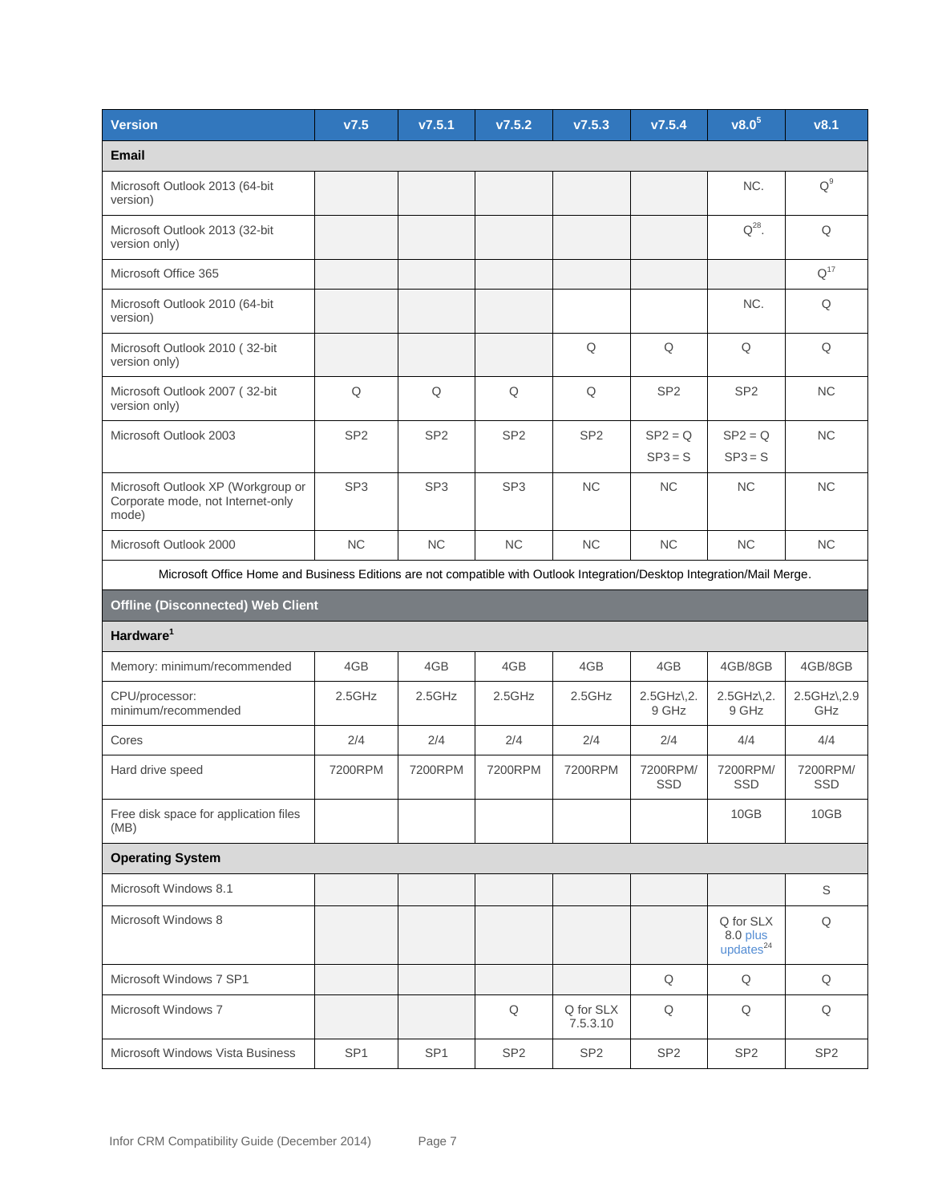| Version | v7.5 | v7.5.1 | v7.5.2 | v7.5.3 | v7.5.4 | v8.0[5] | v8.1 |
|---|---|---|---|---|---|---|---|
| **Email** | | | | | | | |
| Microsoft Outlook 2013 (64-bit version) | | | | | | NC. | Q[9] |
| Microsoft Outlook 2013 (32-bit version only) | | | | | | Q[28]. | Q |
| Microsoft Office 365 | | | | | | | Q[17] |
| Microsoft Outlook 2010 (64-bit version) | | | | | | NC. | Q |
| Microsoft Outlook 2010 ( 32-bit version only) | | | | Q | Q | Q | Q |
| Microsoft Outlook 2007 ( 32-bit version only) | Q | Q | Q | Q | SP2 | SP2 | NC |
| Microsoft Outlook 2003 | SP2 | SP2 | SP2 | SP2 | SP2 = Q<br>SP3 = S | SP2 = Q<br>SP3 = S | NC |
| Microsoft Outlook XP (Workgroup or Corporate mode, not Internet-only mode) | SP3 | SP3 | SP3 | NC | NC | NC | NC |
| Microsoft Outlook 2000 | NC | NC | NC | NC | NC | NC | NC |
| Microsoft Office Home and Business Editions are not compatible with Outlook Integration/Desktop Integration/Mail Merge. | | | | | | | |
| **Offline (Disconnected) Web Client** | | | | | | | |
| **Hardware[1]** | | | | | | | |
| Memory: minimum/recommended | 4GB | 4GB | 4GB | 4GB | 4GB | 4GB/8GB | 4GB/8GB |
| CPU/processor: minimum/recommended | 2.5GHz | 2.5GHz | 2.5GHz | 2.5GHz | 2.5GHz\,2.9 GHz | 2.5GHz\,2.9 GHz | 2.5GHz\,2.9 GHz |
| Cores | 2/4 | 2/4 | 2/4 | 2/4 | 2/4 | 4/4 | 4/4 |
| Hard drive speed | 7200RPM | 7200RPM | 7200RPM | 7200RPM | 7200RPM/ SSD | 7200RPM/ SSD | 7200RPM/ SSD |
| Free disk space for application files (MB) | | | | | | 10GB | 10GB |
| **Operating System** | | | | | | | |
| Microsoft Windows 8.1 | | | | | | | S |
| Microsoft Windows 8 | | | | | | Q for SLX 8.0 plus updates[24] | Q |
| Microsoft Windows 7 SP1 | | | | | Q | Q | Q |
| Microsoft Windows 7 | | | Q | Q for SLX 7.5.3.10 | Q | Q | Q |
| Microsoft Windows Vista Business | SP1 | SP1 | SP2 | SP2 | SP2 | SP2 | SP2 |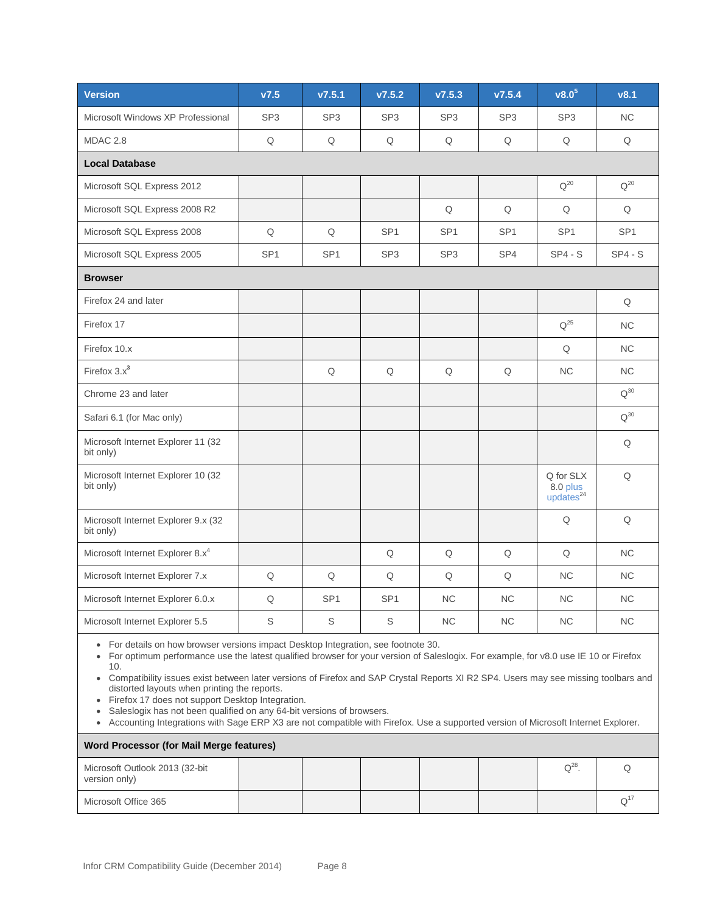| Version | v7.5 | v7.5.1 | v7.5.2 | v7.5.3 | v7.5.4 | v8.0[5] | v8.1 |
|---|---|---|---|---|---|---|---|
| Microsoft Windows XP Professional | SP3 | SP3 | SP3 | SP3 | SP3 | SP3 | NC |
| MDAC 2.8 | Q | Q | Q | Q | Q | Q | Q |
| **Local Database** | | | | | | | |
| Microsoft SQL Express 2012 | | | | | | Q[20] | Q[20] |
| Microsoft SQL Express 2008 R2 | | | | Q | Q | Q | Q |
| Microsoft SQL Express 2008 | Q | Q | SP1 | SP1 | SP1 | SP1 | SP1 |
| Microsoft SQL Express 2005 | SP1 | SP1 | SP3 | SP3 | SP4 | SP4 - S | SP4 - S |
| **Browser** | | | | | | | |
| Firefox 24 and later | | | | | | | Q |
| Firefox 17 | | | | | | Q[25] | NC |
| Firefox 10.x | | | | | | Q | NC |
| Firefox 3.x[3] | | Q | Q | Q | Q | NC | NC |
| Chrome 23 and later | | | | | | | Q[30] |
| Safari 6.1 (for Mac only) | | | | | | | Q[30] |
| Microsoft Internet Explorer 11 (32 bit only) | | | | | | | Q |
| Microsoft Internet Explorer 10 (32 bit only) | | | | | | Q for SLX 8.0 plus updates[24] | Q |
| Microsoft Internet Explorer 9.x (32 bit only) | | | | | | Q | Q |
| Microsoft Internet Explorer 8.x[4] | | | Q | Q | Q | Q | NC |
| Microsoft Internet Explorer 7.x | Q | Q | Q | Q | Q | NC | NC |
| Microsoft Internet Explorer 6.0.x | Q | SP1 | SP1 | NC | NC | NC | NC |
| Microsoft Internet Explorer 5.5 | S | S | S | NC | NC | NC | NC |

- For details on how browser versions impact Desktop Integration, see footnote 30.
- For optimum performance use the latest qualified browser for your version of Saleslogix. For example, for v8.0 use IE 10 or Firefox 10.
- Compatibility issues exist between later versions of Firefox and SAP Crystal Reports XI R2 SP4. Users may see missing toolbars and distorted layouts when printing the reports.
- Firefox 17 does not support Desktop Integration.
- Saleslogix has not been qualified on any 64-bit versions of browsers.
- Accounting Integrations with Sage ERP X3 are not compatible with Firefox. Use a supported version of Microsoft Internet Explorer.

| **Word Processor (for Mail Merge features)** | | | | | | | |
|---|---|---|---|---|---|---|---|
| Microsoft Outlook 2013 (32-bit version only) | | | | | | Q[28]. | Q |
| Microsoft Office 365 | | | | | | | Q[17] |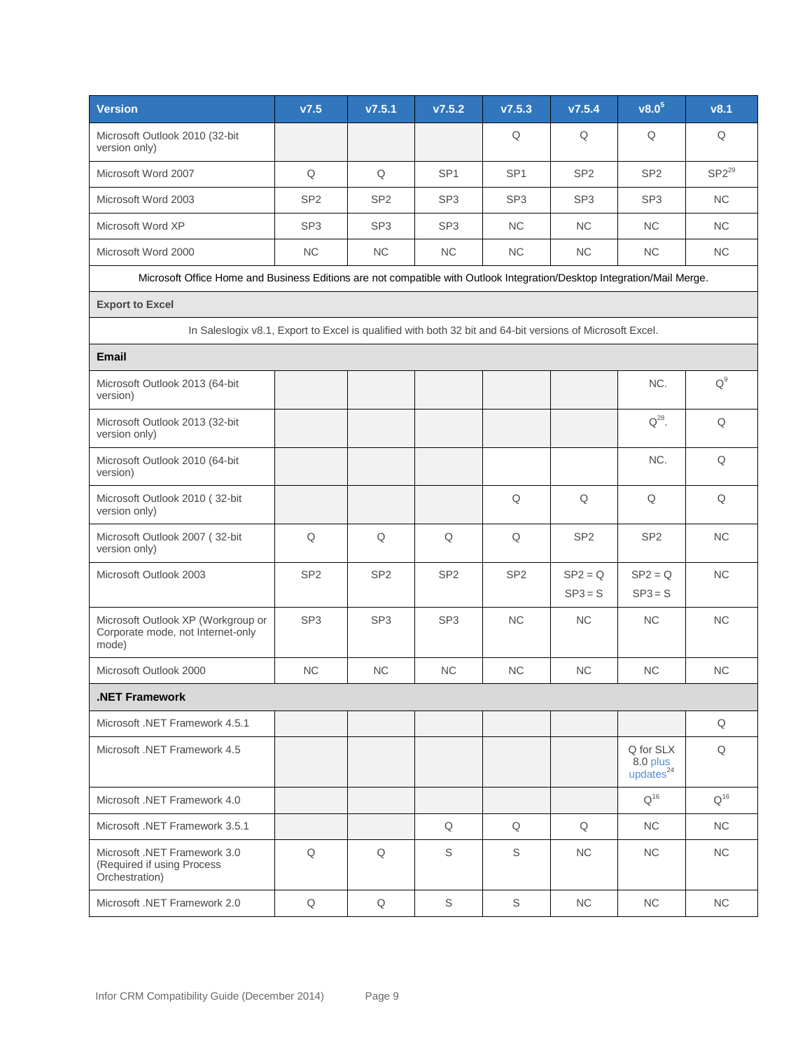| Version | v7.5 | v7.5.1 | v7.5.2 | v7.5.3 | v7.5.4 | v8.0[5] | v8.1 |
|---|---|---|---|---|---|---|---|
| Microsoft Outlook 2010 (32-bit version only) | | | | Q | Q | Q | Q |
| Microsoft Word 2007 | Q | Q | SP1 | SP1 | SP2 | SP2 | SP2[29] |
| Microsoft Word 2003 | SP2 | SP2 | SP3 | SP3 | SP3 | SP3 | NC |
| Microsoft Word XP | SP3 | SP3 | SP3 | NC | NC | NC | NC |
| Microsoft Word 2000 | NC | NC | NC | NC | NC | NC | NC |
| Microsoft Office Home and Business Editions are not compatible with Outlook Integration/Desktop Integration/Mail Merge. | | | | | | | |
| **Export to Excel** | | | | | | | |
| In Saleslogix v8.1, Export to Excel is qualified with both 32 bit and 64-bit versions of Microsoft Excel. | | | | | | | |
| **Email** | | | | | | | |
| Microsoft Outlook 2013 (64-bit version) | | | | | | NC. | Q[9] |
| Microsoft Outlook 2013 (32-bit version only) | | | | | | Q[28]. | Q |
| Microsoft Outlook 2010 (64-bit version) | | | | | | NC. | Q |
| Microsoft Outlook 2010 ( 32-bit version only) | | | | Q | Q | Q | Q |
| Microsoft Outlook 2007 ( 32-bit version only) | Q | Q | Q | Q | SP2 | SP2 | NC |
| Microsoft Outlook 2003 | SP2 | SP2 | SP2 | SP2 | SP2 = Q<br>SP3 = S | SP2 = Q<br>SP3 = S | NC |
| Microsoft Outlook XP (Workgroup or Corporate mode, not Internet-only mode) | SP3 | SP3 | SP3 | NC | NC | NC | NC |
| Microsoft Outlook 2000 | NC | NC | NC | NC | NC | NC | NC |
| **.NET Framework** | | | | | | | |
| Microsoft .NET Framework 4.5.1 | | | | | | | Q |
| Microsoft .NET Framework 4.5 | | | | | | Q for SLX 8.0 plus updates[24] | Q |
| Microsoft .NET Framework 4.0 | | | | | | Q[16] | Q[16] |
| Microsoft .NET Framework 3.5.1 | | | Q | Q | Q | NC | NC |
| Microsoft .NET Framework 3.0 (Required if using Process Orchestration) | Q | Q | S | S | NC | NC | NC |
| Microsoft .NET Framework 2.0 | Q | Q | S | S | NC | NC | NC |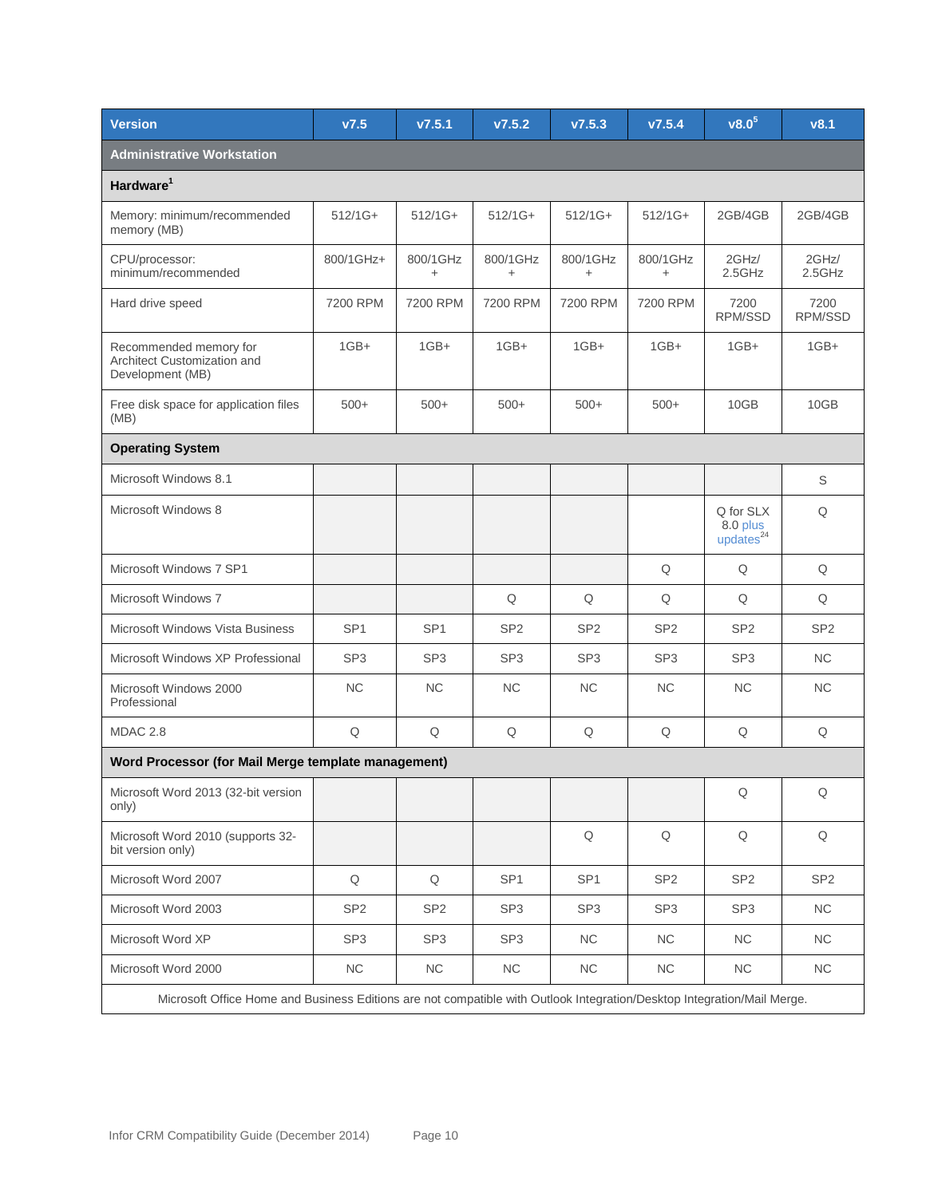| Version | v7.5 | v7.5.1 | v7.5.2 | v7.5.3 | v7.5.4 | v8.0[5] | v8.1 |
|---|---|---|---|---|---|---|---|
| **Administrative Workstation** | | | | | | | |
| **Hardware[1]** | | | | | | | |
| Memory: minimum/recommended memory (MB) | 512/1G+ | 512/1G+ | 512/1G+ | 512/1G+ | 512/1G+ | 2GB/4GB | 2GB/4GB |
| CPU/processor: minimum/recommended | 800/1GHz+ | 800/1GHz + | 800/1GHz + | 800/1GHz + | 800/1GHz + | 2GHz/ 2.5GHz | 2GHz/ 2.5GHz |
| Hard drive speed | 7200 RPM | 7200 RPM | 7200 RPM | 7200 RPM | 7200 RPM | 7200 RPM/SSD | 7200 RPM/SSD |
| Recommended memory for Architect Customization and Development (MB) | 1GB+ | 1GB+ | 1GB+ | 1GB+ | 1GB+ | 1GB+ | 1GB+ |
| Free disk space for application files (MB) | 500+ | 500+ | 500+ | 500+ | 500+ | 10GB | 10GB |
| **Operating System** | | | | | | | |
| Microsoft Windows 8.1 | | | | | | | S |
| Microsoft Windows 8 | | | | | | Q for SLX 8.0 plus updates[24] | Q |
| Microsoft Windows 7 SP1 | | | | | Q | Q | Q |
| Microsoft Windows 7 | | | Q | Q | Q | Q | Q |
| Microsoft Windows Vista Business | SP1 | SP1 | SP2 | SP2 | SP2 | SP2 | SP2 |
| Microsoft Windows XP Professional | SP3 | SP3 | SP3 | SP3 | SP3 | SP3 | NC |
| Microsoft Windows 2000 Professional | NC | NC | NC | NC | NC | NC | NC |
| MDAC 2.8 | Q | Q | Q | Q | Q | Q | Q |
| **Word Processor (for Mail Merge template management)** | | | | | | | |
| Microsoft Word 2013 (32-bit version only) | | | | | | Q | Q |
| Microsoft Word 2010 (supports 32-bit version only) | | | | Q | Q | Q | Q |
| Microsoft Word 2007 | Q | Q | SP1 | SP1 | SP2 | SP2 | SP2 |
| Microsoft Word 2003 | SP2 | SP2 | SP3 | SP3 | SP3 | SP3 | NC |
| Microsoft Word XP | SP3 | SP3 | SP3 | NC | NC | NC | NC |
| Microsoft Word 2000 | NC | NC | NC | NC | NC | NC | NC |
| Microsoft Office Home and Business Editions are not compatible with Outlook Integration/Desktop Integration/Mail Merge. | | | | | | | |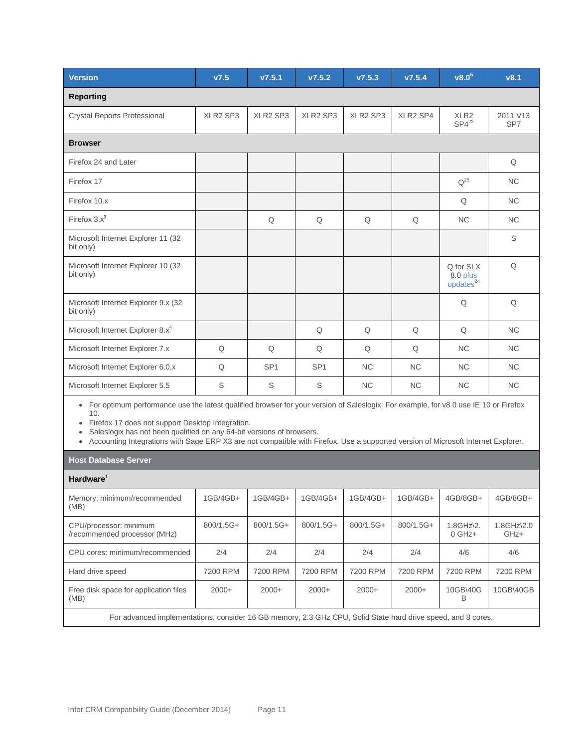| Version | v7.5 | v7.5.1 | v7.5.2 | v7.5.3 | v7.5.4 | v8.0[5] | v8.1 |
|---|---|---|---|---|---|---|---|
| **Reporting** | | | | | | | |
| Crystal Reports Professional | XI R2 SP3 | XI R2 SP3 | XI R2 SP3 | XI R2 SP3 | XI R2 SP4 | XI R2 SP4[22] | 2011 V13 SP7 |
| **Browser** | | | | | | | |
| Firefox 24 and Later | | | | | | | Q |
| Firefox 17 | | | | | | Q[25] | NC |
| Firefox 10.x | | | | | | Q | NC |
| Firefox 3.x[3] | | Q | Q | Q | Q | NC | NC |
| Microsoft Internet Explorer 11 (32 bit only) | | | | | | | S |
| Microsoft Internet Explorer 10 (32 bit only) | | | | | | Q for SLX 8.0 plus updates[24] | Q |
| Microsoft Internet Explorer 9.x (32 bit only) | | | | | | Q | Q |
| Microsoft Internet Explorer 8.x[4] | | | Q | Q | Q | Q | NC |
| Microsoft Internet Explorer 7.x | Q | Q | Q | Q | Q | NC | NC |
| Microsoft Internet Explorer 6.0.x | Q | SP1 | SP1 | NC | NC | NC | NC |
| Microsoft Internet Explorer 5.5 | S | S | S | NC | NC | NC | NC |

- For optimum performance use the latest qualified browser for your version of Saleslogix. For example, for v8.0 use IE 10 or Firefox 10.
- Firefox 17 does not support Desktop Integration.
- Saleslogix has not been qualified on any 64-bit versions of browsers.
- Accounting Integrations with Sage ERP X3 are not compatible with Firefox. Use a supported version of Microsoft Internet Explorer.

| Host Database Server | | | | | | | |
|---|---|---|---|---|---|---|---|
| **Hardware[1]** | | | | | | | |
| Memory: minimum/recommended (MB) | 1GB/4GB+ | 1GB/4GB+ | 1GB/4GB+ | 1GB/4GB+ | 1GB/4GB+ | 4GB/8GB+ | 4GB/8GB+ |
| CPU/processor: minimum /recommended processor (MHz) | 800/1.5G+ | 800/1.5G+ | 800/1.5G+ | 800/1.5G+ | 800/1.5G+ | 1.8GHz\2.0 GHz+ | 1.8GHz\2.0 GHz+ |
| CPU cores: minimum/recommended | 2/4 | 2/4 | 2/4 | 2/4 | 2/4 | 4/6 | 4/6 |
| Hard drive speed | 7200 RPM | 7200 RPM | 7200 RPM | 7200 RPM | 7200 RPM | 7200 RPM | 7200 RPM |
| Free disk space for application files (MB) | 2000+ | 2000+ | 2000+ | 2000+ | 2000+ | 10GB\40GB | 10GB\40GB |

For advanced implementations, consider 16 GB memory, 2.3 GHz CPU, Solid State hard drive speed, and 8 cores.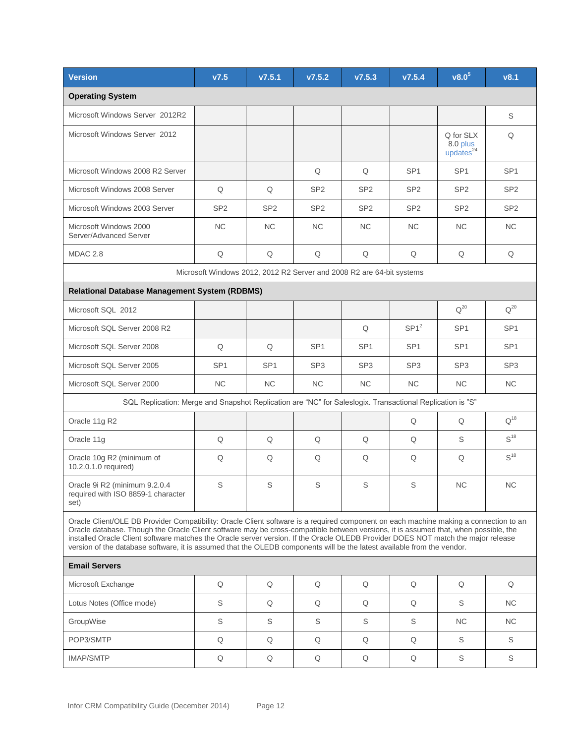| Version | v7.5 | v7.5.1 | v7.5.2 | v7.5.3 | v7.5.4 | v8.0[5] | v8.1 |
|---|---|---|---|---|---|---|---|
| **Operating System** | | | | | | | |
| Microsoft Windows Server 2012R2 | | | | | | | S |
| Microsoft Windows Server 2012 | | | | | | Q for SLX 8.0 plus updates[24] | Q |
| Microsoft Windows 2008 R2 Server | | | Q | Q | SP1 | SP1 | SP1 |
| Microsoft Windows 2008 Server | Q | Q | SP2 | SP2 | SP2 | SP2 | SP2 |
| Microsoft Windows 2003 Server | SP2 | SP2 | SP2 | SP2 | SP2 | SP2 | SP2 |
| Microsoft Windows 2000 Server/Advanced Server | NC | NC | NC | NC | NC | NC | NC |
| MDAC 2.8 | Q | Q | Q | Q | Q | Q | Q |
| Microsoft Windows 2012, 2012 R2 Server and 2008 R2 are 64-bit systems | | | | | | | |
| **Relational Database Management System (RDBMS)** | | | | | | | |
| Microsoft SQL 2012 | | | | | | Q[20] | Q[20] |
| Microsoft SQL Server 2008 R2 | | | | Q | SP1[2] | SP1 | SP1 |
| Microsoft SQL Server 2008 | Q | Q | SP1 | SP1 | SP1 | SP1 | SP1 |
| Microsoft SQL Server 2005 | SP1 | SP1 | SP3 | SP3 | SP3 | SP3 | SP3 |
| Microsoft SQL Server 2000 | NC | NC | NC | NC | NC | NC | NC |
| SQL Replication: Merge and Snapshot Replication are "NC" for Saleslogix. Transactional Replication is "S" | | | | | | | |
| Oracle 11g R2 | | | | | Q | Q | Q[18] |
| Oracle 11g | Q | Q | Q | Q | Q | S | S[18] |
| Oracle 10g R2 (minimum of 10.2.0.1.0 required) | Q | Q | Q | Q | Q | Q | S[18] |
| Oracle 9i R2 (minimum 9.2.0.4 required with ISO 8859-1 character set) | S | S | S | S | S | NC | NC |
| Oracle Client/OLE DB Provider Compatibility: Oracle Client software is a required component on each machine making a connection to an Oracle database. Though the Oracle Client software may be cross-compatible between versions, it is assumed that, when possible, the installed Oracle Client software matches the Oracle server version. If the Oracle OLEDB Provider DOES NOT match the major release version of the database software, it is assumed that the OLEDB components will be the latest available from the vendor. | | | | | | | |
| **Email Servers** | | | | | | | |
| Microsoft Exchange | Q | Q | Q | Q | Q | Q | Q |
| Lotus Notes (Office mode) | S | Q | Q | Q | Q | S | NC |
| GroupWise | S | S | S | S | S | NC | NC |
| POP3/SMTP | Q | Q | Q | Q | Q | S | S |
| IMAP/SMTP | Q | Q | Q | Q | Q | S | S |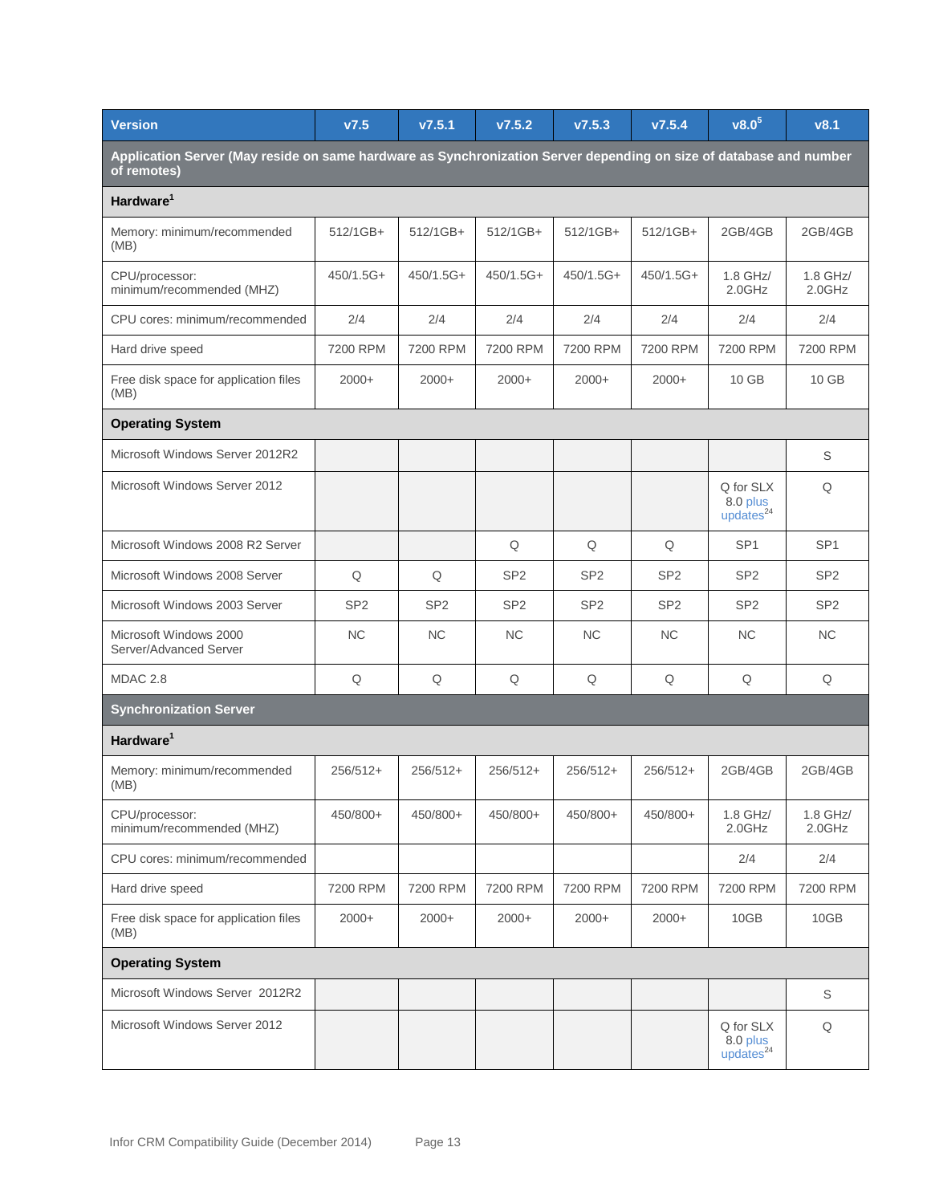| Version | v7.5 | v7.5.1 | v7.5.2 | v7.5.3 | v7.5.4 | v8.0[5] | v8.1 |
|---|---|---|---|---|---|---|---|
| **Application Server (May reside on same hardware as Synchronization Server depending on size of database and number of remotes)** | | | | | | | |
| **Hardware[1]** | | | | | | | |
| Memory: minimum/recommended (MB) | 512/1GB+ | 512/1GB+ | 512/1GB+ | 512/1GB+ | 512/1GB+ | 2GB/4GB | 2GB/4GB |
| CPU/processor: minimum/recommended (MHZ) | 450/1.5G+ | 450/1.5G+ | 450/1.5G+ | 450/1.5G+ | 450/1.5G+ | 1.8 GHz/ 2.0GHz | 1.8 GHz/ 2.0GHz |
| CPU cores: minimum/recommended | 2/4 | 2/4 | 2/4 | 2/4 | 2/4 | 2/4 | 2/4 |
| Hard drive speed | 7200 RPM | 7200 RPM | 7200 RPM | 7200 RPM | 7200 RPM | 7200 RPM | 7200 RPM |
| Free disk space for application files (MB) | 2000+ | 2000+ | 2000+ | 2000+ | 2000+ | 10 GB | 10 GB |
| **Operating System** | | | | | | | |
| Microsoft Windows Server 2012R2 | | | | | | | S |
| Microsoft Windows Server 2012 | | | | | | Q for SLX 8.0 plus updates[24] | Q |
| Microsoft Windows 2008 R2 Server | | | Q | Q | Q | SP1 | SP1 |
| Microsoft Windows 2008 Server | Q | Q | SP2 | SP2 | SP2 | SP2 | SP2 |
| Microsoft Windows 2003 Server | SP2 | SP2 | SP2 | SP2 | SP2 | SP2 | SP2 |
| Microsoft Windows 2000 Server/Advanced Server | NC | NC | NC | NC | NC | NC | NC |
| MDAC 2.8 | Q | Q | Q | Q | Q | Q | Q |
| **Synchronization Server** | | | | | | | |
| **Hardware[1]** | | | | | | | |
| Memory: minimum/recommended (MB) | 256/512+ | 256/512+ | 256/512+ | 256/512+ | 256/512+ | 2GB/4GB | 2GB/4GB |
| CPU/processor: minimum/recommended (MHZ) | 450/800+ | 450/800+ | 450/800+ | 450/800+ | 450/800+ | 1.8 GHz/ 2.0GHz | 1.8 GHz/ 2.0GHz |
| CPU cores: minimum/recommended | | | | | | 2/4 | 2/4 |
| Hard drive speed | 7200 RPM | 7200 RPM | 7200 RPM | 7200 RPM | 7200 RPM | 7200 RPM | 7200 RPM |
| Free disk space for application files (MB) | 2000+ | 2000+ | 2000+ | 2000+ | 2000+ | 10GB | 10GB |
| **Operating System** | | | | | | | |
| Microsoft Windows Server 2012R2 | | | | | | | S |
| Microsoft Windows Server 2012 | | | | | | Q for SLX 8.0 plus updates[24] | Q |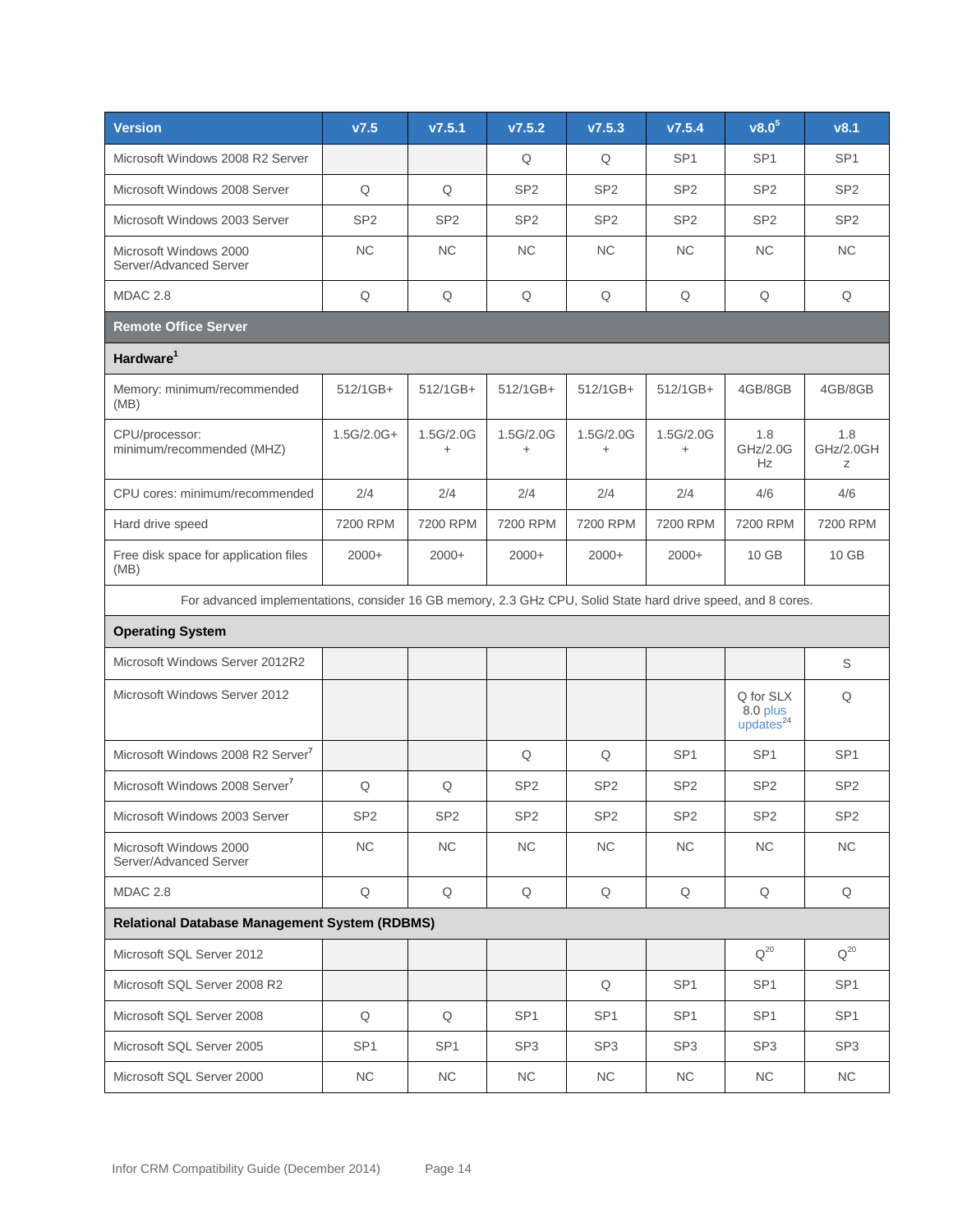| Version | v7.5 | v7.5.1 | v7.5.2 | v7.5.3 | v7.5.4 | v8.0[5] | v8.1 |
|---|---|---|---|---|---|---|---|
| Microsoft Windows 2008 R2 Server | | | Q | Q | SP1 | SP1 | SP1 |
| Microsoft Windows 2008 Server | Q | Q | SP2 | SP2 | SP2 | SP2 | SP2 |
| Microsoft Windows 2003 Server | SP2 | SP2 | SP2 | SP2 | SP2 | SP2 | SP2 |
| Microsoft Windows 2000 Server/Advanced Server | NC | NC | NC | NC | NC | NC | NC |
| MDAC 2.8 | Q | Q | Q | Q | Q | Q | Q |
| **Remote Office Server** | | | | | | | |
| **Hardware[1]** | | | | | | | |
| Memory: minimum/recommended (MB) | 512/1GB+ | 512/1GB+ | 512/1GB+ | 512/1GB+ | 512/1GB+ | 4GB/8GB | 4GB/8GB |
| CPU/processor: minimum/recommended (MHZ) | 1.5G/2.0G+ | 1.5G/2.0G+ | 1.5G/2.0G+ | 1.5G/2.0G+ | 1.5G/2.0G+ | 1.8 GHz/2.0GHz | 1.8 GHz/2.0GHz |
| CPU cores: minimum/recommended | 2/4 | 2/4 | 2/4 | 2/4 | 2/4 | 4/6 | 4/6 |
| Hard drive speed | 7200 RPM | 7200 RPM | 7200 RPM | 7200 RPM | 7200 RPM | 7200 RPM | 7200 RPM |
| Free disk space for application files (MB) | 2000+ | 2000+ | 2000+ | 2000+ | 2000+ | 10 GB | 10 GB |
| For advanced implementations, consider 16 GB memory, 2.3 GHz CPU, Solid State hard drive speed, and 8 cores. | | | | | | | |
| **Operating System** | | | | | | | |
| Microsoft Windows Server 2012R2 | | | | | | | S |
| Microsoft Windows Server 2012 | | | | | | Q for SLX 8.0 plus updates[24] | Q |
| Microsoft Windows 2008 R2 Server[7] | | | Q | Q | SP1 | SP1 | SP1 |
| Microsoft Windows 2008 Server[7] | Q | Q | SP2 | SP2 | SP2 | SP2 | SP2 |
| Microsoft Windows 2003 Server | SP2 | SP2 | SP2 | SP2 | SP2 | SP2 | SP2 |
| Microsoft Windows 2000 Server/Advanced Server | NC | NC | NC | NC | NC | NC | NC |
| MDAC 2.8 | Q | Q | Q | Q | Q | Q | Q |
| **Relational Database Management System (RDBMS)** | | | | | | | |
| Microsoft SQL Server 2012 | | | | | | Q[20] | Q[20] |
| Microsoft SQL Server 2008 R2 | | | | Q | SP1 | SP1 | SP1 |
| Microsoft SQL Server 2008 | Q | Q | SP1 | SP1 | SP1 | SP1 | SP1 |
| Microsoft SQL Server 2005 | SP1 | SP1 | SP3 | SP3 | SP3 | SP3 | SP3 |
| Microsoft SQL Server 2000 | NC | NC | NC | NC | NC | NC | NC |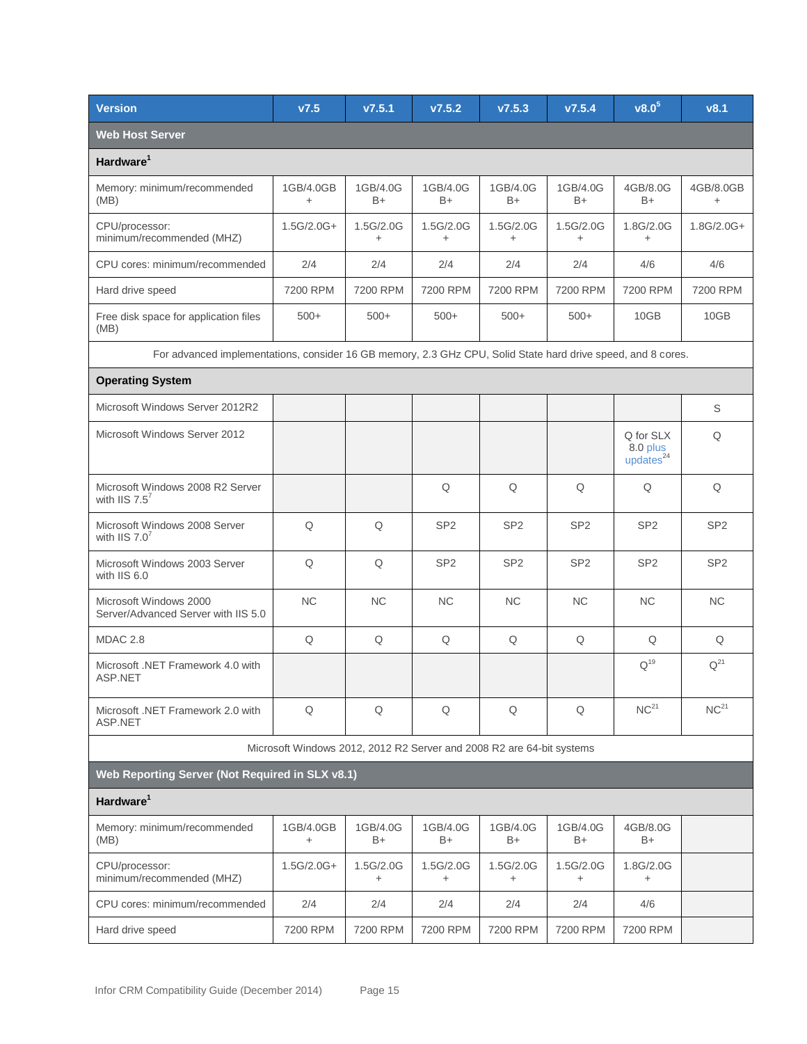| Version | v7.5 | v7.5.1 | v7.5.2 | v7.5.3 | v7.5.4 | v8.0[5] | v8.1 |
|---|---|---|---|---|---|---|---|
| **Web Host Server** | | | | | | | |
| **Hardware[1]** | | | | | | | |
| Memory: minimum/recommended (MB) | 1GB/4.0GB+ | 1GB/4.0GB+ | 1GB/4.0GB+ | 1GB/4.0GB+ | 1GB/4.0GB+ | 4GB/8.0GB+ | 4GB/8.0GB+ |
| CPU/processor: minimum/recommended (MHZ) | 1.5G/2.0G+ | 1.5G/2.0G+ | 1.5G/2.0G+ | 1.5G/2.0G+ | 1.5G/2.0G+ | 1.8G/2.0G+ | 1.8G/2.0G+ |
| CPU cores: minimum/recommended | 2/4 | 2/4 | 2/4 | 2/4 | 2/4 | 4/6 | 4/6 |
| Hard drive speed | 7200 RPM | 7200 RPM | 7200 RPM | 7200 RPM | 7200 RPM | 7200 RPM | 7200 RPM |
| Free disk space for application files (MB) | 500+ | 500+ | 500+ | 500+ | 500+ | 10GB | 10GB |
| For advanced implementations, consider 16 GB memory, 2.3 GHz CPU, Solid State hard drive speed, and 8 cores. | | | | | | | |
| **Operating System** | | | | | | | |
| Microsoft Windows Server 2012R2 | | | | | | | S |
| Microsoft Windows Server 2012 | | | | | | Q for SLX 8.0 plus updates[24] | Q |
| Microsoft Windows 2008 R2 Server with IIS 7.5[7] | | | Q | Q | Q | Q | Q |
| Microsoft Windows 2008 Server with IIS 7.0[7] | Q | Q | SP2 | SP2 | SP2 | SP2 | SP2 |
| Microsoft Windows 2003 Server with IIS 6.0 | Q | Q | SP2 | SP2 | SP2 | SP2 | SP2 |
| Microsoft Windows 2000 Server/Advanced Server with IIS 5.0 | NC | NC | NC | NC | NC | NC | NC |
| MDAC 2.8 | Q | Q | Q | Q | Q | Q | Q |
| Microsoft .NET Framework 4.0 with ASP.NET | | | | | | Q[19] | Q[21] |
| Microsoft .NET Framework 2.0 with ASP.NET | Q | Q | Q | Q | Q | NC[21] | NC[21] |
| Microsoft Windows 2012, 2012 R2 Server and 2008 R2 are 64-bit systems | | | | | | | |
| **Web Reporting Server (Not Required in SLX v8.1)** | | | | | | | |
| **Hardware[1]** | | | | | | | |
| Memory: minimum/recommended (MB) | 1GB/4.0GB+ | 1GB/4.0GB+ | 1GB/4.0GB+ | 1GB/4.0GB+ | 1GB/4.0GB+ | 4GB/8.0GB+ | |
| CPU/processor: minimum/recommended (MHZ) | 1.5G/2.0G+ | 1.5G/2.0G+ | 1.5G/2.0G+ | 1.5G/2.0G+ | 1.5G/2.0G+ | 1.8G/2.0G+ | |
| CPU cores: minimum/recommended | 2/4 | 2/4 | 2/4 | 2/4 | 2/4 | 4/6 | |
| Hard drive speed | 7200 RPM | 7200 RPM | 7200 RPM | 7200 RPM | 7200 RPM | 7200 RPM | |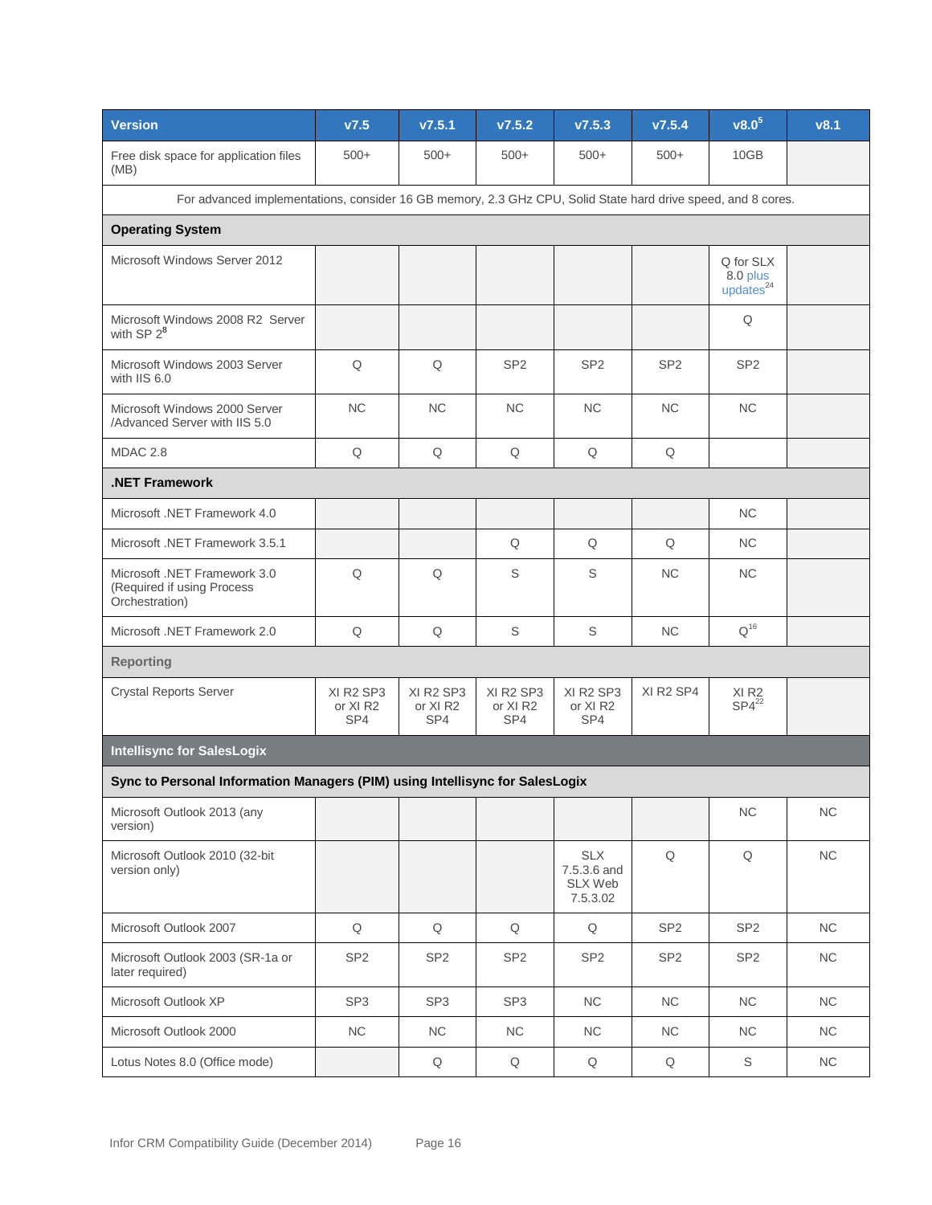| Version | v7.5 | v7.5.1 | v7.5.2 | v7.5.3 | v7.5.4 | v8.0[5] | v8.1 |
|---|---|---|---|---|---|---|---|
| Free disk space for application files (MB) | 500+ | 500+ | 500+ | 500+ | 500+ | 10GB | |
| For advanced implementations, consider 16 GB memory, 2.3 GHz CPU, Solid State hard drive speed, and 8 cores. | | | | | | | |
| **Operating System** | | | | | | | |
| Microsoft Windows Server 2012 | | | | | | Q for SLX 8.0 plus updates[24] | |
| Microsoft Windows 2008 R2 Server with SP 2[8] | | | | | | Q | |
| Microsoft Windows 2003 Server with IIS 6.0 | Q | Q | SP2 | SP2 | SP2 | SP2 | |
| Microsoft Windows 2000 Server /Advanced Server with IIS 5.0 | NC | NC | NC | NC | NC | NC | |
| MDAC 2.8 | Q | Q | Q | Q | Q | | |
| **.NET Framework** | | | | | | | |
| Microsoft .NET Framework 4.0 | | | | | | NC | |
| Microsoft .NET Framework 3.5.1 | | | Q | Q | Q | NC | |
| Microsoft .NET Framework 3.0 (Required if using Process Orchestration) | Q | Q | S | S | NC | NC | |
| Microsoft .NET Framework 2.0 | Q | Q | S | S | NC | Q[16] | |
| **Reporting** | | | | | | | |
| Crystal Reports Server | XI R2 SP3 or XI R2 SP4 | XI R2 SP3 or XI R2 SP4 | XI R2 SP3 or XI R2 SP4 | XI R2 SP3 or XI R2 SP4 | XI R2 SP4 | XI R2 SP4[22] | |
| **Intellisync for SalesLogix** | | | | | | | |
| **Sync to Personal Information Managers (PIM) using Intellisync for SalesLogix** | | | | | | | |
| Microsoft Outlook 2013 (any version) | | | | | | NC | NC |
| Microsoft Outlook 2010 (32-bit version only) | | | | SLX 7.5.3.6 and SLX Web 7.5.3.02 | Q | Q | NC |
| Microsoft Outlook 2007 | Q | Q | Q | Q | SP2 | SP2 | NC |
| Microsoft Outlook 2003 (SR-1a or later required) | SP2 | SP2 | SP2 | SP2 | SP2 | SP2 | NC |
| Microsoft Outlook XP | SP3 | SP3 | SP3 | NC | NC | NC | NC |
| Microsoft Outlook 2000 | NC | NC | NC | NC | NC | NC | NC |
| Lotus Notes 8.0 (Office mode) | | Q | Q | Q | Q | S | NC |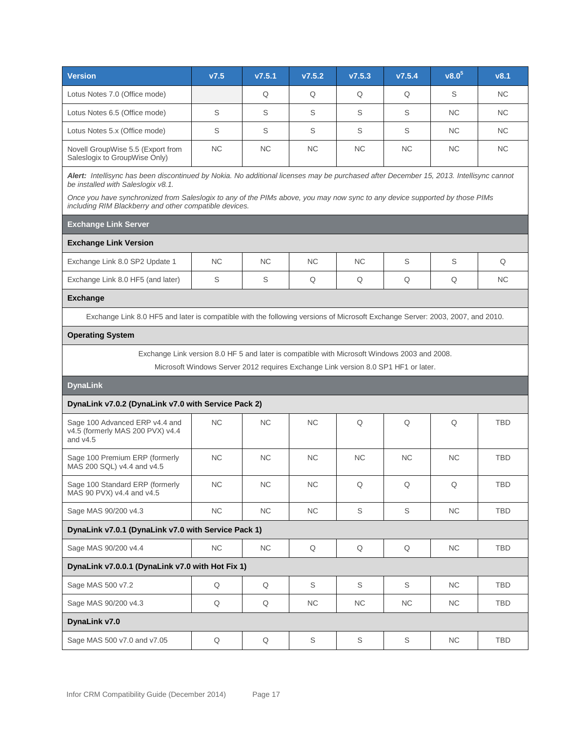| Version | v7.5 | v7.5.1 | v7.5.2 | v7.5.3 | v7.5.4 | v8.0[5] | v8.1 |
|---|---|---|---|---|---|---|---|
| Lotus Notes 7.0 (Office mode) | | Q | Q | Q | Q | S | NC |
| Lotus Notes 6.5 (Office mode) | S | S | S | S | S | NC | NC |
| Lotus Notes 5.x (Office mode) | S | S | S | S | S | NC | NC |
| Novell GroupWise 5.5 (Export from Saleslogix to GroupWise Only) | NC | NC | NC | NC | NC | NC | NC |
| ***Alert:*** *Intellisync has been discontinued by Nokia. No additional licenses may be purchased after December 15, 2013. Intellisync cannot be installed with Saleslogix v8.1.* *Once you have synchronized from Saleslogix to any of the PIMs above, you may now sync to any device supported by those PIMs including RIM Blackberry and other compatible devices.* | | | | | | | |
| **Exchange Link Server** | | | | | | | |
| **Exchange Link Version** | | | | | | | |
| Exchange Link 8.0 SP2 Update 1 | NC | NC | NC | NC | S | S | Q |
| Exchange Link 8.0 HF5 (and later) | S | S | Q | Q | Q | Q | NC |
| **Exchange** | | | | | | | |
| Exchange Link 8.0 HF5 and later is compatible with the following versions of Microsoft Exchange Server: 2003, 2007, and 2010. | | | | | | | |
| **Operating System** | | | | | | | |
| Exchange Link version 8.0 HF 5 and later is compatible with Microsoft Windows 2003 and 2008. Microsoft Windows Server 2012 requires Exchange Link version 8.0 SP1 HF1 or later. | | | | | | | |
| **DynaLink** | | | | | | | |
| **DynaLink v7.0.2 (DynaLink v7.0 with Service Pack 2)** | | | | | | | |
| Sage 100 Advanced ERP v4.4 and v4.5 (formerly MAS 200 PVX) v4.4 and v4.5 | NC | NC | NC | Q | Q | Q | TBD |
| Sage 100 Premium ERP (formerly MAS 200 SQL) v4.4 and v4.5 | NC | NC | NC | NC | NC | NC | TBD |
| Sage 100 Standard ERP (formerly MAS 90 PVX) v4.4 and v4.5 | NC | NC | NC | Q | Q | Q | TBD |
| Sage MAS 90/200 v4.3 | NC | NC | NC | S | S | NC | TBD |
| **DynaLink v7.0.1 (DynaLink v7.0 with Service Pack 1)** | | | | | | | |
| Sage MAS 90/200 v4.4 | NC | NC | Q | Q | Q | NC | TBD |
| **DynaLink v7.0.0.1 (DynaLink v7.0 with Hot Fix 1)** | | | | | | | |
| Sage MAS 500 v7.2 | Q | Q | S | S | S | NC | TBD |
| Sage MAS 90/200 v4.3 | Q | Q | NC | NC | NC | NC | TBD |
| **DynaLink v7.0** | | | | | | | |
| Sage MAS 500 v7.0 and v7.05 | Q | Q | S | S | S | NC | TBD |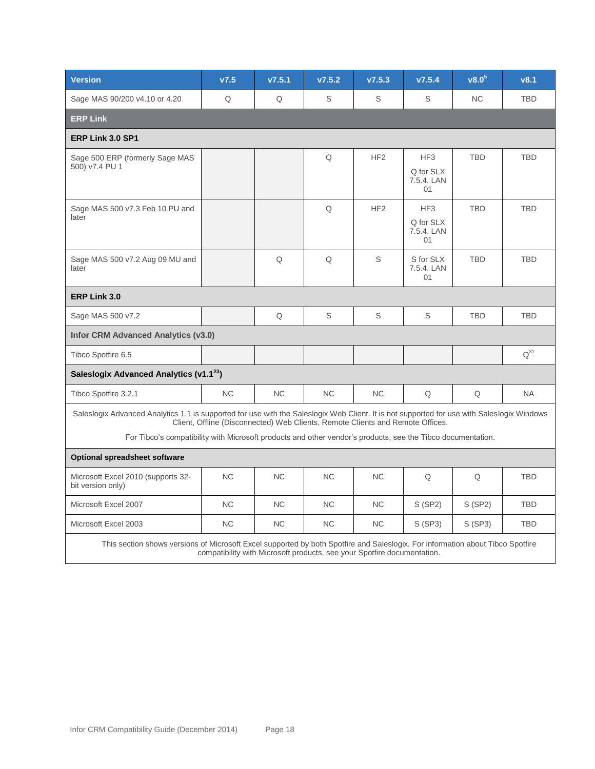| Version | v7.5 | v7.5.1 | v7.5.2 | v7.5.3 | v7.5.4 | v8.0[5] | v8.1 |
|---|---|---|---|---|---|---|---|
| Sage MAS 90/200 v4.10 or 4.20 | Q | Q | S | S | S | NC | TBD |
| **ERP Link** | | | | | | | |
| **ERP Link 3.0 SP1** | | | | | | | |
| Sage 500 ERP (formerly Sage MAS 500) v7.4 PU 1 | | | Q | HF2 | HF3 Q for SLX 7.5.4. LAN 01 | TBD | TBD |
| Sage MAS 500 v7.3 Feb 10 PU and later | | | Q | HF2 | HF3 Q for SLX 7.5.4. LAN 01 | TBD | TBD |
| Sage MAS 500 v7.2 Aug 09 MU and later | | Q | Q | S | S for SLX 7.5.4. LAN 01 | TBD | TBD |
| **ERP Link 3.0** | | | | | | | |
| Sage MAS 500 v7.2 | | Q | S | S | S | TBD | TBD |
| **Infor CRM Advanced Analytics (v3.0)** | | | | | | | |
| Tibco Spotfire 6.5 | | | | | | | Q[31] |
| **Saleslogix Advanced Analytics (v1.1[23])** | | | | | | | |
| Tibco Spotfire 3.2.1 | NC | NC | NC | NC | Q | Q | NA |
| Saleslogix Advanced Analytics 1.1 is supported for use with the Saleslogix Web Client. It is not supported for use with Saleslogix Windows Client, Offline (Disconnected) Web Clients, Remote Clients and Remote Offices. For Tibco's compatibility with Microsoft products and other vendor's products, see the Tibco documentation. | | | | | | | |
| **Optional spreadsheet software** | | | | | | | |
| Microsoft Excel 2010 (supports 32-bit version only) | NC | NC | NC | NC | Q | Q | TBD |
| Microsoft Excel 2007 | NC | NC | NC | NC | S (SP2) | S (SP2) | TBD |
| Microsoft Excel 2003 | NC | NC | NC | NC | S (SP3) | S (SP3) | TBD |
| This section shows versions of Microsoft Excel supported by both Spotfire and Saleslogix. For information about Tibco Spotfire compatibility with Microsoft products, see your Spotfire documentation. | | | | | | | |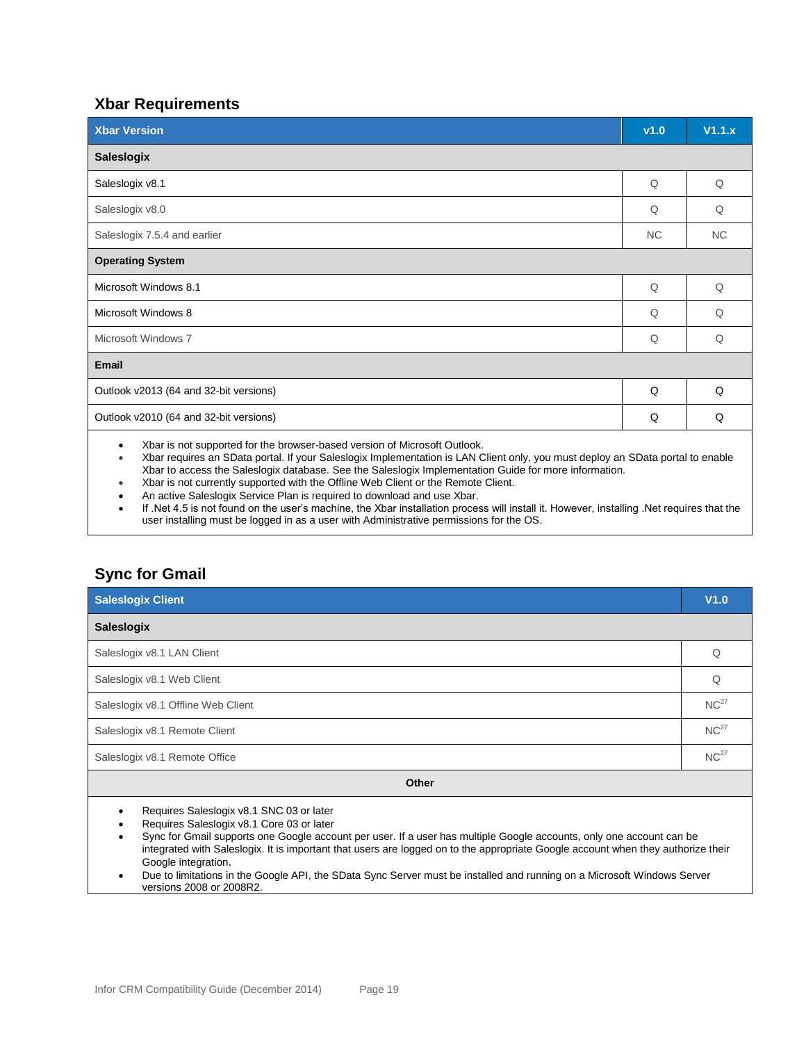## Xbar Requirements

| Xbar Version | v1.0 | V1.1.x |
|---|---|---|
| **Saleslogix** | | |
| Saleslogix v8.1 | Q | Q |
| Saleslogix v8.0 | Q | Q |
| Saleslogix 7.5.4 and earlier | NC | NC |
| **Operating System** | | |
| Microsoft Windows 8.1 | Q | Q |
| Microsoft Windows 8 | Q | Q |
| Microsoft Windows 7 | Q | Q |
| **Email** | | |
| Outlook v2013 (64 and 32-bit versions) | Q | Q |
| Outlook v2010 (64 and 32-bit versions) | Q | Q |

- Xbar is not supported for the browser-based version of Microsoft Outlook.
- Xbar requires an SData portal. If your Saleslogix Implementation is LAN Client only, you must deploy an SData portal to enable Xbar to access the Saleslogix database. See the Saleslogix Implementation Guide for more information.
- Xbar is not currently supported with the Offline Web Client or the Remote Client.
- An active Saleslogix Service Plan is required to download and use Xbar.
- If .Net 4.5 is not found on the user's machine, the Xbar installation process will install it. However, installing .Net requires that the user installing must be logged in as a user with Administrative permissions for the OS.

## Sync for Gmail

| Saleslogix Client | V1.0 |
|---|---|
| **Saleslogix** | |
| Saleslogix v8.1 LAN Client | Q |
| Saleslogix v8.1 Web Client | Q |
| Saleslogix v8.1 Offline Web Client | NC[27] |
| Saleslogix v8.1 Remote Client | NC[27] |
| Saleslogix v8.1 Remote Office | NC[27] |
| **Other** | |

- Requires Saleslogix v8.1 SNC 03 or later
- Requires Saleslogix v8.1 Core 03 or later
- Sync for Gmail supports one Google account per user. If a user has multiple Google accounts, only one account can be integrated with Saleslogix. It is important that users are logged on to the appropriate Google account when they authorize their Google integration.
- Due to limitations in the Google API, the SData Sync Server must be installed and running on a Microsoft Windows Server versions 2008 or 2008R2.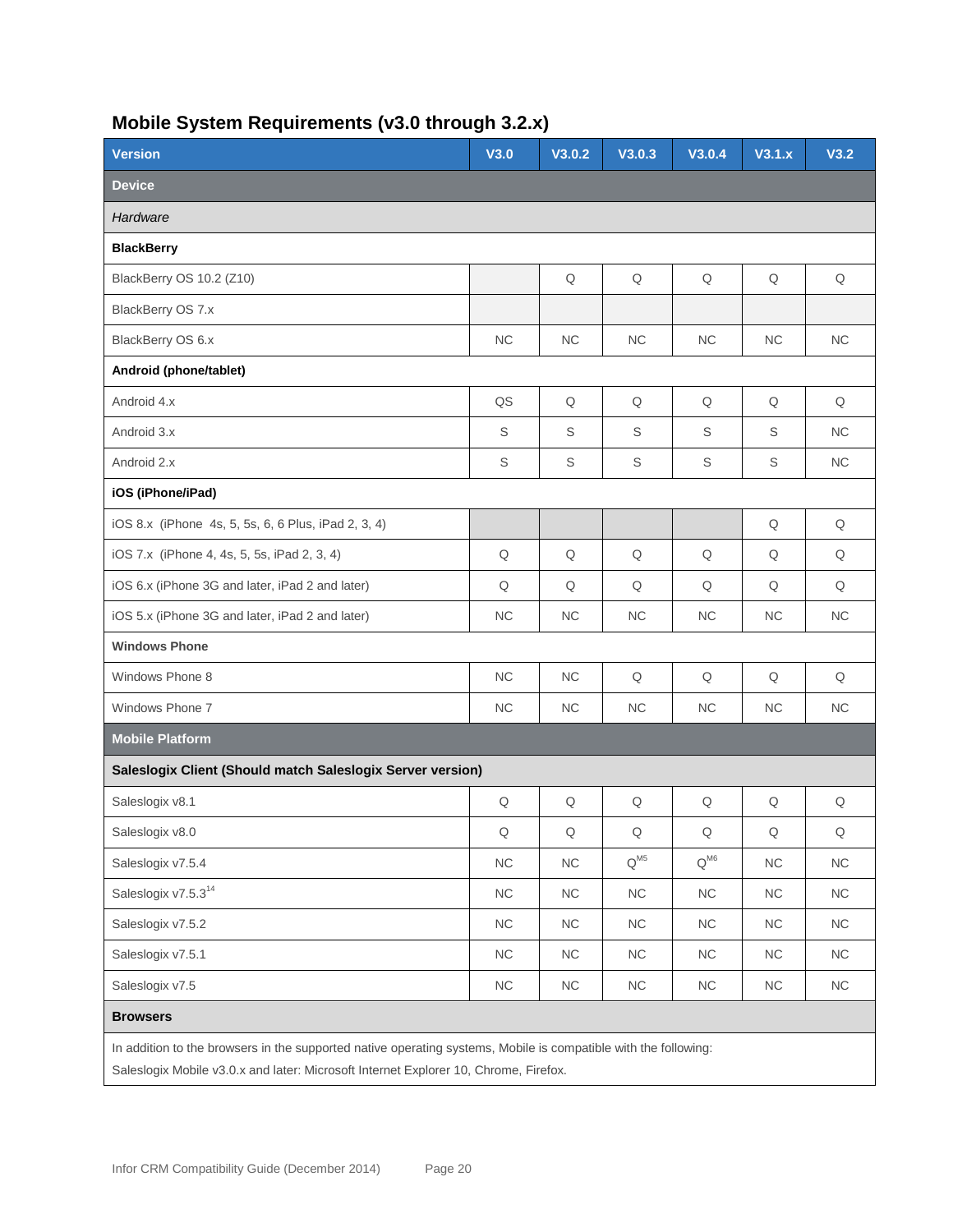## Mobile System Requirements (v3.0 through 3.2.x)

| Version | V3.0 | V3.0.2 | V3.0.3 | V3.0.4 | V3.1.x | V3.2 |
|---|---|---|---|---|---|---|
| **Device** | | | | | | |
| *Hardware* | | | | | | |
| **BlackBerry** | | | | | | |
| BlackBerry OS 10.2 (Z10) | | Q | Q | Q | Q | Q |
| BlackBerry OS 7.x | | | | | | |
| BlackBerry OS 6.x | NC | NC | NC | NC | NC | NC |
| **Android (phone/tablet)** | | | | | | |
| Android 4.x | QS | Q | Q | Q | Q | Q |
| Android 3.x | S | S | S | S | S | NC |
| Android 2.x | S | S | S | S | S | NC |
| **iOS (iPhone/iPad)** | | | | | | |
| iOS 8.x (iPhone 4s, 5, 5s, 6, 6 Plus, iPad 2, 3, 4) | | | | | Q | Q |
| iOS 7.x (iPhone 4, 4s, 5, 5s, iPad 2, 3, 4) | Q | Q | Q | Q | Q | Q |
| iOS 6.x (iPhone 3G and later, iPad 2 and later) | Q | Q | Q | Q | Q | Q |
| iOS 5.x (iPhone 3G and later, iPad 2 and later) | NC | NC | NC | NC | NC | NC |
| **Windows Phone** | | | | | | |
| Windows Phone 8 | NC | NC | Q | Q | Q | Q |
| Windows Phone 7 | NC | NC | NC | NC | NC | NC |
| **Mobile Platform** | | | | | | |
| **Saleslogix Client (Should match Saleslogix Server version)** | | | | | | |
| Saleslogix v8.1 | Q | Q | Q | Q | Q | Q |
| Saleslogix v8.0 | Q | Q | Q | Q | Q | Q |
| Saleslogix v7.5.4 | NC | NC | Q[M5] | Q[M6] | NC | NC |
| Saleslogix v7.5.3[14] | NC | NC | NC | NC | NC | NC |
| Saleslogix v7.5.2 | NC | NC | NC | NC | NC | NC |
| Saleslogix v7.5.1 | NC | NC | NC | NC | NC | NC |
| Saleslogix v7.5 | NC | NC | NC | NC | NC | NC |
| **Browsers** | | | | | | |
| In addition to the browsers in the supported native operating systems, Mobile is compatible with the following: Saleslogix Mobile v3.0.x and later: Microsoft Internet Explorer 10, Chrome, Firefox. | | | | | | |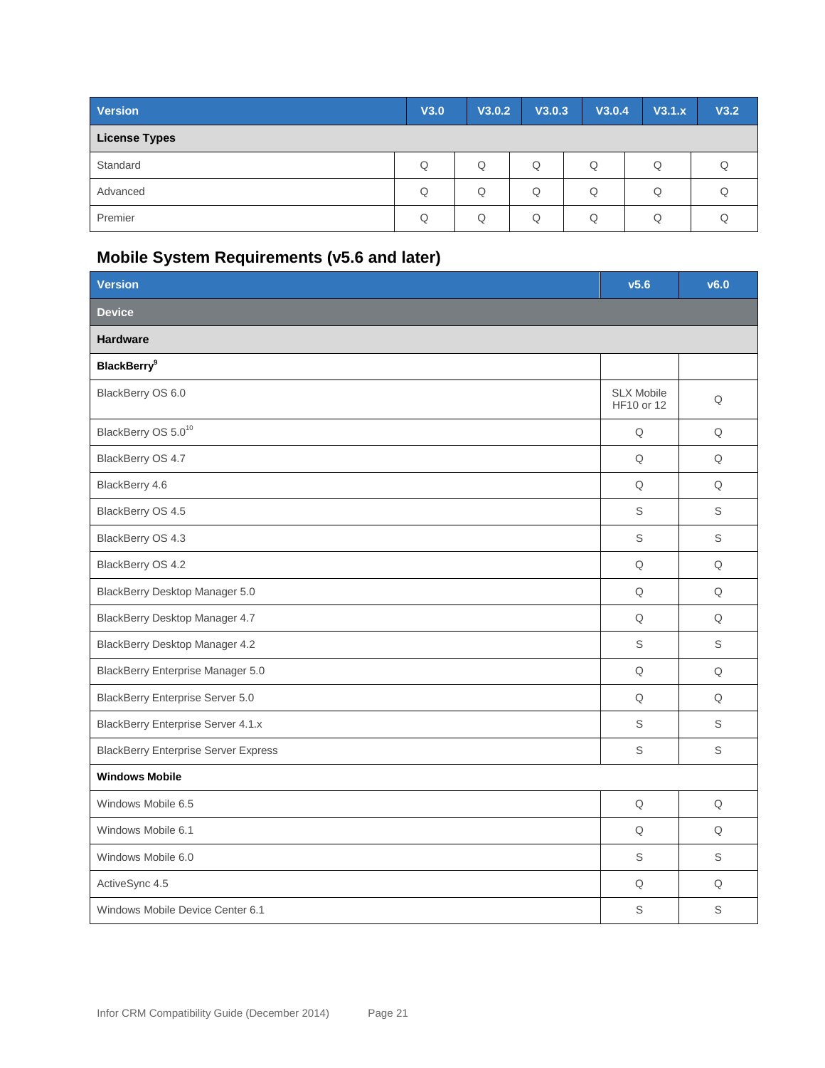| Version | V3.0 | V3.0.2 | V3.0.3 | V3.0.4 | V3.1.x | V3.2 |
|---|---|---|---|---|---|---|
| **License Types** | | | | | | |
| Standard | Q | Q | Q | Q | Q | Q |
| Advanced | Q | Q | Q | Q | Q | Q |
| Premier | Q | Q | Q | Q | Q | Q |

## Mobile System Requirements (v5.6 and later)

| Version | v5.6 | v6.0 |
|---|---|---|
| **Device** | | |
| **Hardware** | | |
| **BlackBerry**[9] | | |
| BlackBerry OS 6.0 | SLX Mobile HF10 or 12 | Q |
| BlackBerry OS 5.0[10] | Q | Q |
| BlackBerry OS 4.7 | Q | Q |
| BlackBerry 4.6 | Q | Q |
| BlackBerry OS 4.5 | S | S |
| BlackBerry OS 4.3 | S | S |
| BlackBerry OS 4.2 | Q | Q |
| BlackBerry Desktop Manager 5.0 | Q | Q |
| BlackBerry Desktop Manager 4.7 | Q | Q |
| BlackBerry Desktop Manager 4.2 | S | S |
| BlackBerry Enterprise Manager 5.0 | Q | Q |
| BlackBerry Enterprise Server 5.0 | Q | Q |
| BlackBerry Enterprise Server 4.1.x | S | S |
| BlackBerry Enterprise Server Express | S | S |
| **Windows Mobile** | | |
| Windows Mobile 6.5 | Q | Q |
| Windows Mobile 6.1 | Q | Q |
| Windows Mobile 6.0 | S | S |
| ActiveSync 4.5 | Q | Q |
| Windows Mobile Device Center 6.1 | S | S |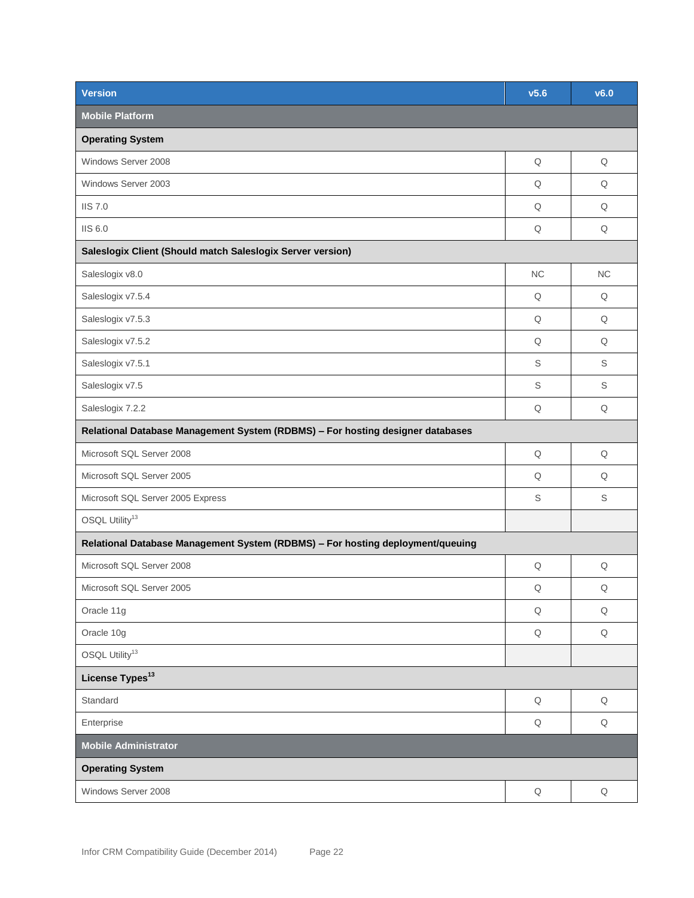| Version | v5.6 | v6.0 |
| --- | --- | --- |
| **Mobile Platform** | | |
| **Operating System** | | |
| Windows Server 2008 | Q | Q |
| Windows Server 2003 | Q | Q |
| IIS 7.0 | Q | Q |
| IIS 6.0 | Q | Q |
| **Saleslogix Client (Should match Saleslogix Server version)** | | |
| Saleslogix v8.0 | NC | NC |
| Saleslogix v7.5.4 | Q | Q |
| Saleslogix v7.5.3 | Q | Q |
| Saleslogix v7.5.2 | Q | Q |
| Saleslogix v7.5.1 | S | S |
| Saleslogix v7.5 | S | S |
| Saleslogix 7.2.2 | Q | Q |
| **Relational Database Management System (RDBMS) – For hosting designer databases** | | |
| Microsoft SQL Server 2008 | Q | Q |
| Microsoft SQL Server 2005 | Q | Q |
| Microsoft SQL Server 2005 Express | S | S |
| OSQL Utility[13] | | |
| **Relational Database Management System (RDBMS) – For hosting deployment/queuing** | | |
| Microsoft SQL Server 2008 | Q | Q |
| Microsoft SQL Server 2005 | Q | Q |
| Oracle 11g | Q | Q |
| Oracle 10g | Q | Q |
| OSQL Utility[13] | | |
| **License Types[13]** | | |
| Standard | Q | Q |
| Enterprise | Q | Q |
| **Mobile Administrator** | | |
| **Operating System** | | |
| Windows Server 2008 | Q | Q |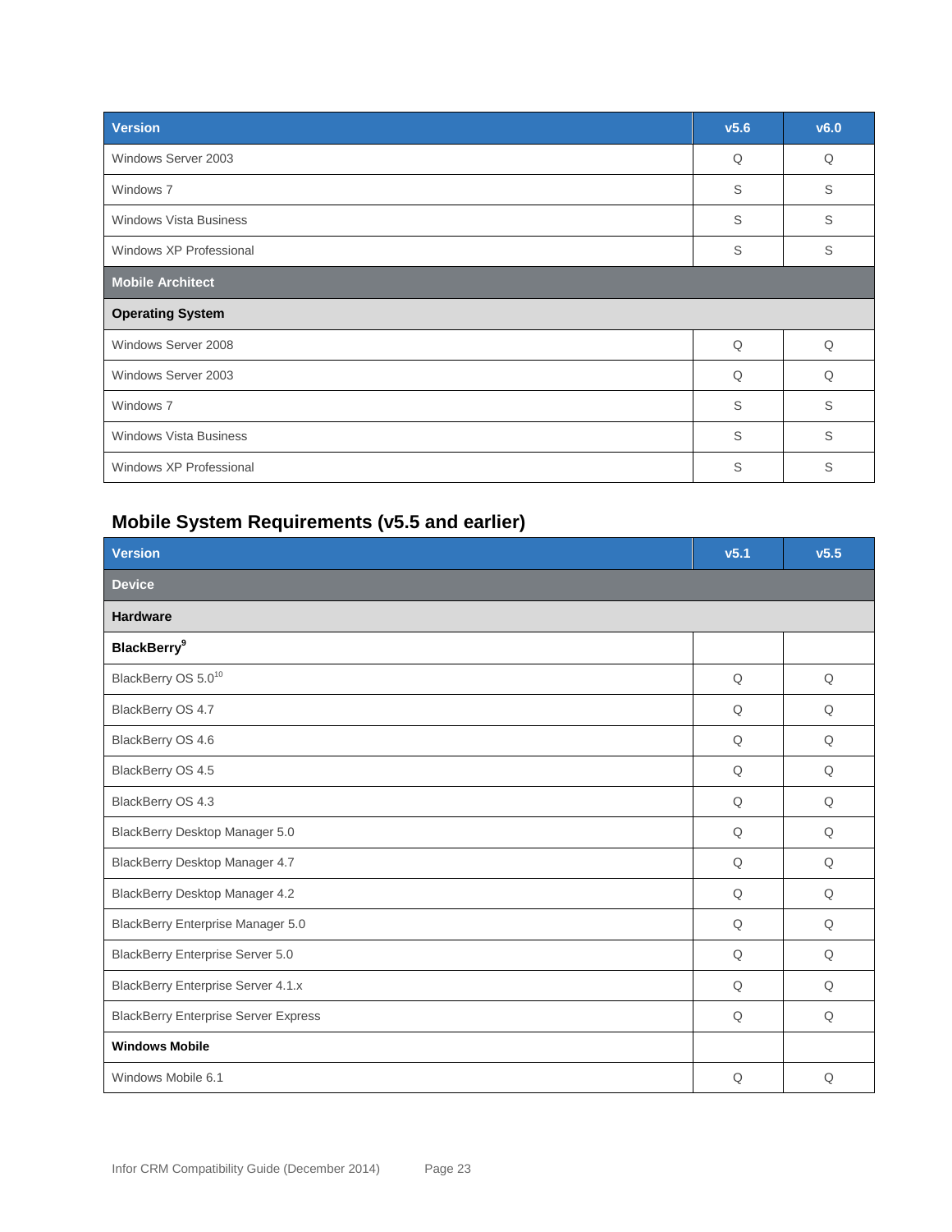| Version | v5.6 | v6.0 |
|---|---|---|
| Windows Server 2003 | Q | Q |
| Windows 7 | S | S |
| Windows Vista Business | S | S |
| Windows XP Professional | S | S |
| **Mobile Architect** | | |
| **Operating System** | | |
| Windows Server 2008 | Q | Q |
| Windows Server 2003 | Q | Q |
| Windows 7 | S | S |
| Windows Vista Business | S | S |
| Windows XP Professional | S | S |

## Mobile System Requirements (v5.5 and earlier)

| Version | v5.1 | v5.5 |
|---|---|---|
| **Device** | | |
| **Hardware** | | |
| **BlackBerry**[9] | | |
| BlackBerry OS 5.0[10] | Q | Q |
| BlackBerry OS 4.7 | Q | Q |
| BlackBerry OS 4.6 | Q | Q |
| BlackBerry OS 4.5 | Q | Q |
| BlackBerry OS 4.3 | Q | Q |
| BlackBerry Desktop Manager 5.0 | Q | Q |
| BlackBerry Desktop Manager 4.7 | Q | Q |
| BlackBerry Desktop Manager 4.2 | Q | Q |
| BlackBerry Enterprise Manager 5.0 | Q | Q |
| BlackBerry Enterprise Server 5.0 | Q | Q |
| BlackBerry Enterprise Server 4.1.x | Q | Q |
| BlackBerry Enterprise Server Express | Q | Q |
| **Windows Mobile** | | |
| Windows Mobile 6.1 | Q | Q |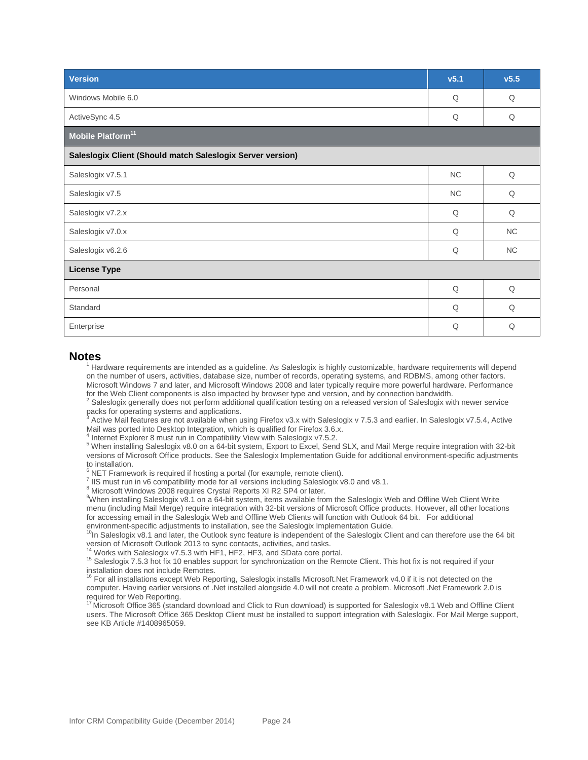| Version | v5.1 | v5.5 |
| --- | --- | --- |
| Windows Mobile 6.0 | Q | Q |
| ActiveSync 4.5 | Q | Q |
| **Mobile Platform[11]** | | |
| **Saleslogix Client (Should match Saleslogix Server version)** | | |
| Saleslogix v7.5.1 | NC | Q |
| Saleslogix v7.5 | NC | Q |
| Saleslogix v7.2.x | Q | Q |
| Saleslogix v7.0.x | Q | NC |
| Saleslogix v6.2.6 | Q | NC |
| **License Type** | | |
| Personal | Q | Q |
| Standard | Q | Q |
| Enterprise | Q | Q |

## Notes

[1] Hardware requirements are intended as a guideline. As Saleslogix is highly customizable, hardware requirements will depend on the number of users, activities, database size, number of records, operating systems, and RDBMS, among other factors. Microsoft Windows 7 and later, and Microsoft Windows 2008 and later typically require more powerful hardware. Performance for the Web Client components is also impacted by browser type and version, and by connection bandwidth.

[2] Saleslogix generally does not perform additional qualification testing on a released version of Saleslogix with newer service packs for operating systems and applications.

[3] Active Mail features are not available when using Firefox v3.x with Saleslogix v 7.5.3 and earlier. In Saleslogix v7.5.4, Active Mail was ported into Desktop Integration, which is qualified for Firefox 3.6.x.

[4] Internet Explorer 8 must run in Compatibility View with Saleslogix v7.5.2.

[5] When installing Saleslogix v8.0 on a 64-bit system, Export to Excel, Send SLX, and Mail Merge require integration with 32-bit versions of Microsoft Office products. See the Saleslogix Implementation Guide for additional environment-specific adjustments to installation.

[6] NET Framework is required if hosting a portal (for example, remote client).

[7] IIS must run in v6 compatibility mode for all versions including Saleslogix v8.0 and v8.1.

[8] Microsoft Windows 2008 requires Crystal Reports XI R2 SP4 or later.

[9] When installing Saleslogix v8.1 on a 64-bit system, items available from the Saleslogix Web and Offline Web Client Write menu (including Mail Merge) require integration with 32-bit versions of Microsoft Office products. However, all other locations for accessing email in the Saleslogix Web and Offline Web Clients will function with Outlook 64 bit. For additional environment-specific adjustments to installation, see the Saleslogix Implementation Guide.

[10] In Saleslogix v8.1 and later, the Outlook sync feature is independent of the Saleslogix Client and can therefore use the 64 bit version of Microsoft Outlook 2013 to sync contacts, activities, and tasks.

[14] Works with Saleslogix v7.5.3 with HF1, HF2, HF3, and SData core portal.

[15] Saleslogix 7.5.3 hot fix 10 enables support for synchronization on the Remote Client. This hot fix is not required if your installation does not include Remotes.

[16] For all installations except Web Reporting, Saleslogix installs Microsoft.Net Framework v4.0 if it is not detected on the computer. Having earlier versions of .Net installed alongside 4.0 will not create a problem. Microsoft .Net Framework 2.0 is required for Web Reporting.

[17] Microsoft Office 365 (standard download and Click to Run download) is supported for Saleslogix v8.1 Web and Offline Client users. The Microsoft Office 365 Desktop Client must be installed to support integration with Saleslogix. For Mail Merge support, see KB Article #1408965059.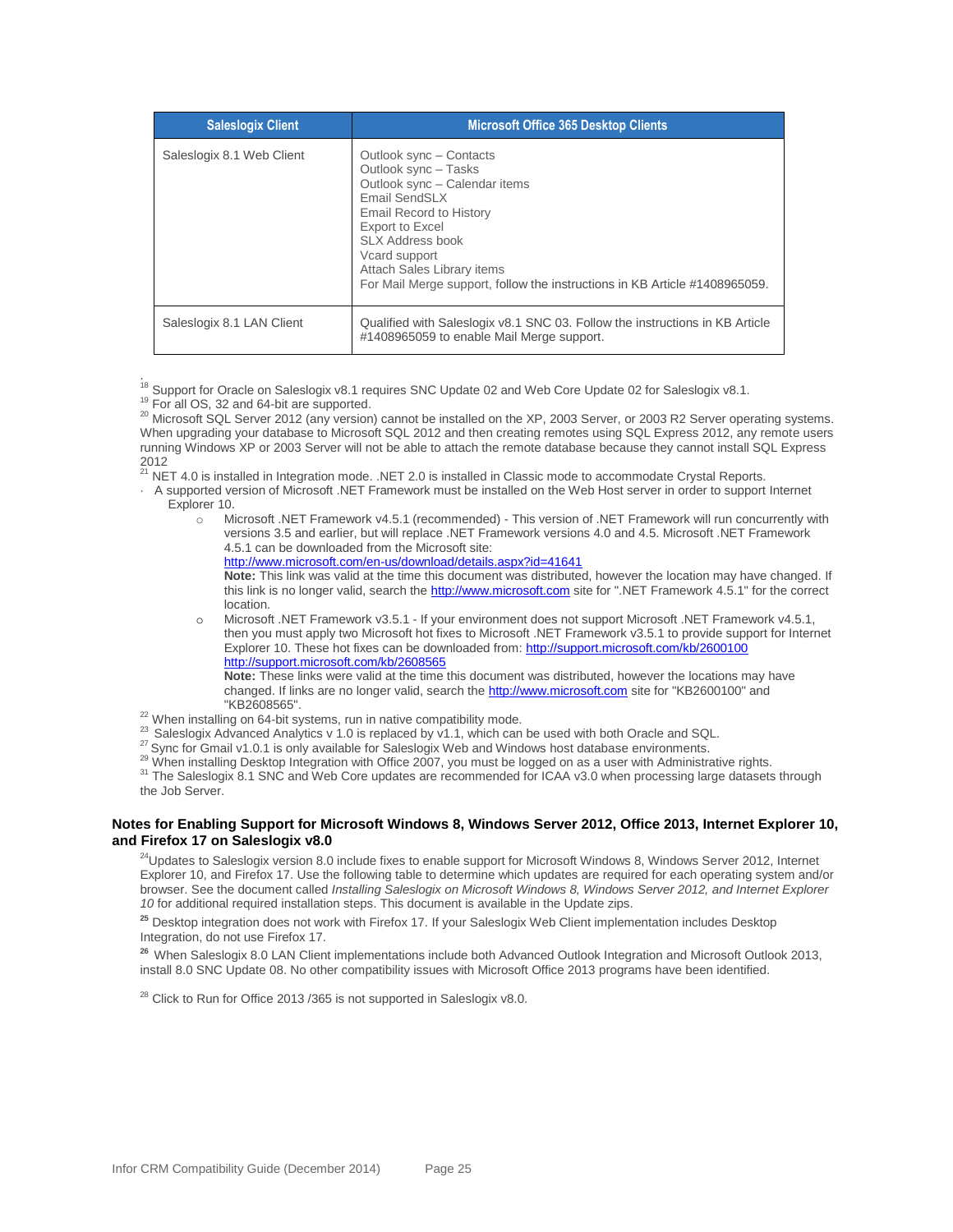| Saleslogix Client | Microsoft Office 365 Desktop Clients |
|---|---|
| Saleslogix 8.1 Web Client | Outlook sync – Contacts<br>Outlook sync – Tasks<br>Outlook sync – Calendar items<br>Email SendSLX<br>Email Record to History<br>Export to Excel<br>SLX Address book<br>Vcard support<br>Attach Sales Library items<br>For Mail Merge support, follow the instructions in KB Article #1408965059. |
| Saleslogix 8.1 LAN Client | Qualified with Saleslogix v8.1 SNC 03. Follow the instructions in KB Article #1408965059 to enable Mail Merge support. |

[18] Support for Oracle on Saleslogix v8.1 requires SNC Update 02 and Web Core Update 02 for Saleslogix v8.1.

[19] For all OS, 32 and 64-bit are supported.

[20] Microsoft SQL Server 2012 (any version) cannot be installed on the XP, 2003 Server, or 2003 R2 Server operating systems. When upgrading your database to Microsoft SQL 2012 and then creating remotes using SQL Express 2012, any remote users running Windows XP or 2003 Server will not be able to attach the remote database because they cannot install SQL Express 2012

[21] NET 4.0 is installed in Integration mode. .NET 2.0 is installed in Classic mode to accommodate Crystal Reports.

- A supported version of Microsoft .NET Framework must be installed on the Web Host server in order to support Internet Explorer 10.
  - Microsoft .NET Framework v4.5.1 (recommended) - This version of .NET Framework will run concurrently with versions 3.5 and earlier, but will replace .NET Framework versions 4.0 and 4.5. Microsoft .NET Framework 4.5.1 can be downloaded from the Microsoft site: http://www.microsoft.com/en-us/download/details.aspx?id=41641
    **Note:** This link was valid at the time this document was distributed, however the location may have changed. If this link is no longer valid, search the http://www.microsoft.com site for ".NET Framework 4.5.1" for the correct location.
  - Microsoft .NET Framework v3.5.1 - If your environment does not support Microsoft .NET Framework v4.5.1, then you must apply two Microsoft hot fixes to Microsoft .NET Framework v3.5.1 to provide support for Internet Explorer 10. These hot fixes can be downloaded from: http://support.microsoft.com/kb/2600100 http://support.microsoft.com/kb/2608565
    **Note:** These links were valid at the time this document was distributed, however the locations may have changed. If links are no longer valid, search the http://www.microsoft.com site for "KB2600100" and "KB2608565".

[22] When installing on 64-bit systems, run in native compatibility mode.

[23] Saleslogix Advanced Analytics v 1.0 is replaced by v1.1, which can be used with both Oracle and SQL.

[27] Sync for Gmail v1.0.1 is only available for Saleslogix Web and Windows host database environments.

[29] When installing Desktop Integration with Office 2007, you must be logged on as a user with Administrative rights.

[31] The Saleslogix 8.1 SNC and Web Core updates are recommended for ICAA v3.0 when processing large datasets through the Job Server.

**Notes for Enabling Support for Microsoft Windows 8, Windows Server 2012, Office 2013, Internet Explorer 10, and Firefox 17 on Saleslogix v8.0**

[24] Updates to Saleslogix version 8.0 include fixes to enable support for Microsoft Windows 8, Windows Server 2012, Internet Explorer 10, and Firefox 17. Use the following table to determine which updates are required for each operating system and/or browser. See the document called *Installing Saleslogix on Microsoft Windows 8, Windows Server 2012, and Internet Explorer 10* for additional required installation steps. This document is available in the Update zips.

[25] Desktop integration does not work with Firefox 17. If your Saleslogix Web Client implementation includes Desktop Integration, do not use Firefox 17.

[26] When Saleslogix 8.0 LAN Client implementations include both Advanced Outlook Integration and Microsoft Outlook 2013, install 8.0 SNC Update 08. No other compatibility issues with Microsoft Office 2013 programs have been identified.

[28] Click to Run for Office 2013 /365 is not supported in Saleslogix v8.0.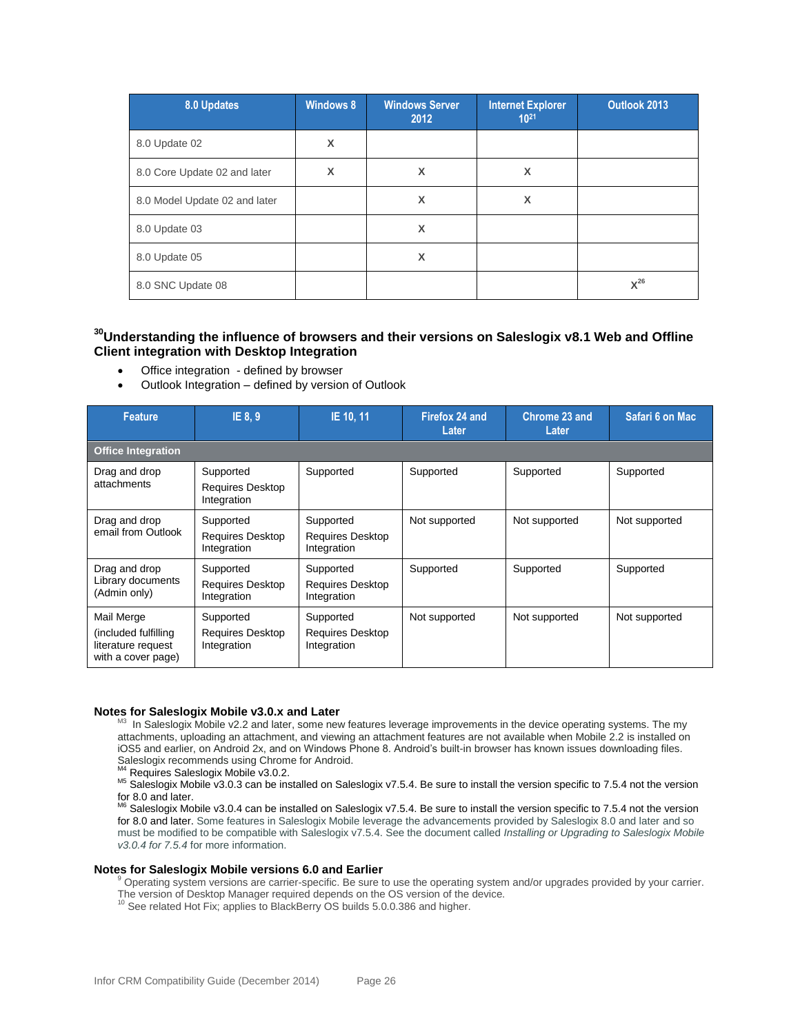| 8.0 Updates | Windows 8 | Windows Server 2012 | Internet Explorer 10[21] | Outlook 2013 |
|---|---|---|---|---|
| 8.0 Update 02 | X | | | |
| 8.0 Core Update 02 and later | X | X | X | |
| 8.0 Model Update 02 and later | | X | X | |
| 8.0 Update 03 | | X | | |
| 8.0 Update 05 | | X | | |
| 8.0 SNC Update 08 | | | | X[26] |

### [30]Understanding the influence of browsers and their versions on Saleslogix v8.1 Web and Offline Client integration with Desktop Integration

- Office integration - defined by browser
- Outlook Integration – defined by version of Outlook

| Feature | IE 8, 9 | IE 10, 11 | Firefox 24 and Later | Chrome 23 and Later | Safari 6 on Mac |
|---|---|---|---|---|---|
| **Office Integration** | | | | | |
| Drag and drop attachments | Supported<br>Requires Desktop Integration | Supported | Supported | Supported | Supported |
| Drag and drop email from Outlook | Supported<br>Requires Desktop Integration | Supported<br>Requires Desktop Integration | Not supported | Not supported | Not supported |
| Drag and drop Library documents (Admin only) | Supported<br>Requires Desktop Integration | Supported<br>Requires Desktop Integration | Supported | Supported | Supported |
| Mail Merge<br>(included fulfilling literature request with a cover page) | Supported<br>Requires Desktop Integration | Supported<br>Requires Desktop Integration | Not supported | Not supported | Not supported |

**Notes for Saleslogix Mobile v3.0.x and Later**

[M3] In Saleslogix Mobile v2.2 and later, some new features leverage improvements in the device operating systems. The my attachments, uploading an attachment, and viewing an attachment features are not available when Mobile 2.2 is installed on iOS5 and earlier, on Android 2x, and on Windows Phone 8. Android's built-in browser has known issues downloading files. Saleslogix recommends using Chrome for Android.

[M4] Requires Saleslogix Mobile v3.0.2.

[M5] Saleslogix Mobile v3.0.3 can be installed on Saleslogix v7.5.4. Be sure to install the version specific to 7.5.4 not the version for 8.0 and later.

[M6] Saleslogix Mobile v3.0.4 can be installed on Saleslogix v7.5.4. Be sure to install the version specific to 7.5.4 not the version for 8.0 and later. Some features in Saleslogix Mobile leverage the advancements provided by Saleslogix 8.0 and later and so must be modified to be compatible with Saleslogix v7.5.4. See the document called *Installing or Upgrading to Saleslogix Mobile v3.0.4 for 7.5.4* for more information.

**Notes for Saleslogix Mobile versions 6.0 and Earlier**

[9] Operating system versions are carrier-specific. Be sure to use the operating system and/or upgrades provided by your carrier. The version of Desktop Manager required depends on the OS version of the device.

[10] See related Hot Fix; applies to BlackBerry OS builds 5.0.0.386 and higher.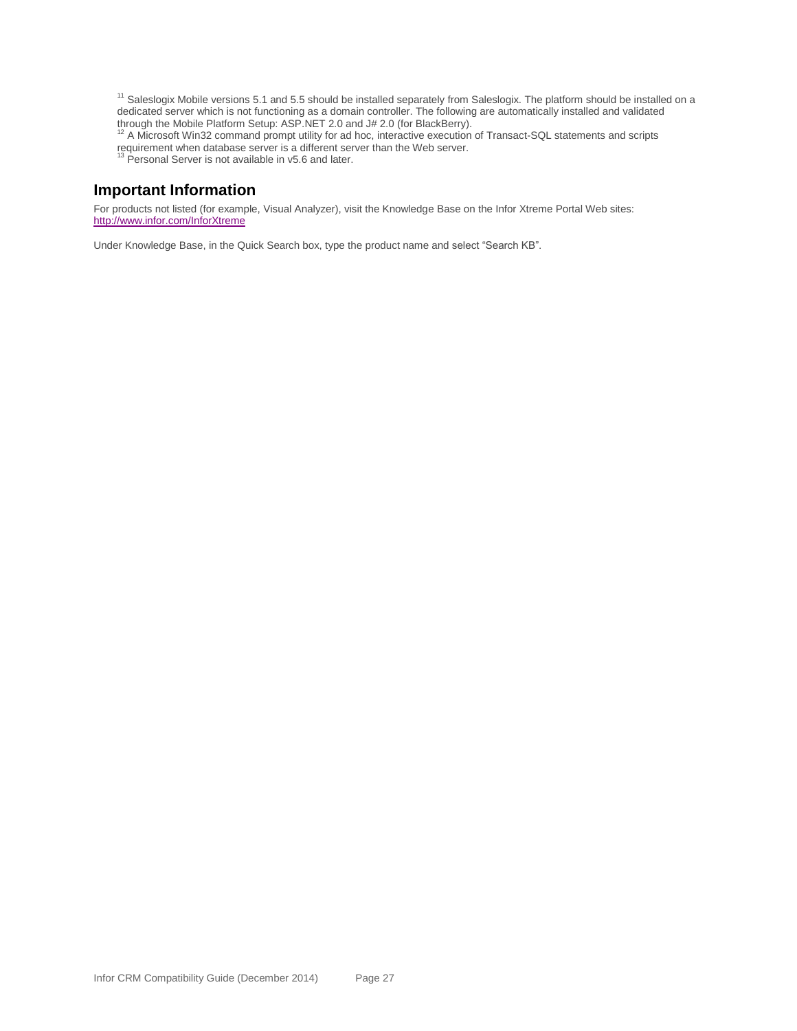[11] Saleslogix Mobile versions 5.1 and 5.5 should be installed separately from Saleslogix. The platform should be installed on a dedicated server which is not functioning as a domain controller. The following are automatically installed and validated through the Mobile Platform Setup: ASP.NET 2.0 and J# 2.0 (for BlackBerry).

[12] A Microsoft Win32 command prompt utility for ad hoc, interactive execution of Transact-SQL statements and scripts requirement when database server is a different server than the Web server.

[13] Personal Server is not available in v5.6 and later.

## Important Information

For products not listed (for example, Visual Analyzer), visit the Knowledge Base on the Infor Xtreme Portal Web sites: http://www.infor.com/InforXtreme

Under Knowledge Base, in the Quick Search box, type the product name and select "Search KB".